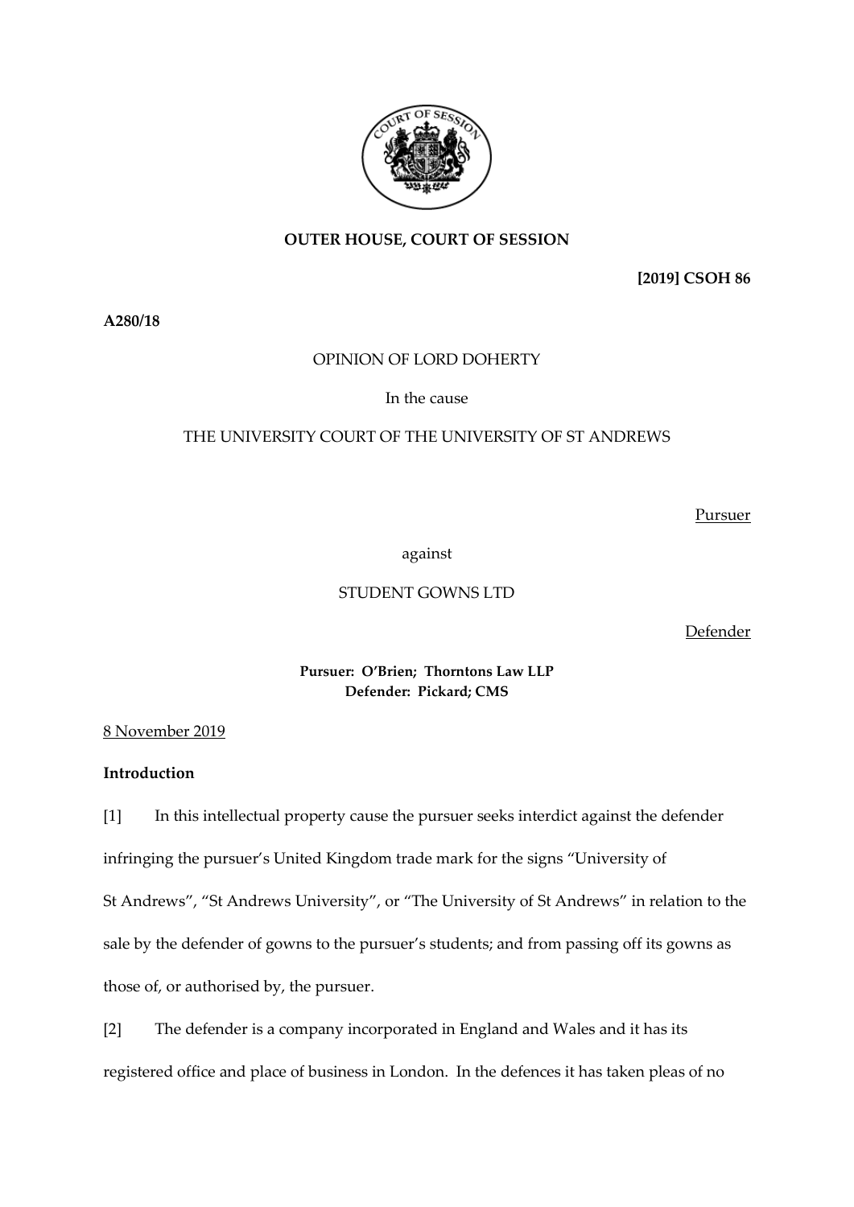**OUTER HOUSE, COURT OF SESSION**

**[2019] CSOH 86**

**A280/18**

OPINION OF LORD DOHERTY

In the cause

THE UNIVERSITY COURT OF THE UNIVERSITY OF ST ANDREWS

Pursuer

against

STUDENT GOWNS LTD

Defender

**Pursuer: O'Brien; Thorntons Law LLP**
**Defender: Pickard; CMS**

8 November 2019

**Introduction**

[1] In this intellectual property cause the pursuer seeks interdict against the defender infringing the pursuer's United Kingdom trade mark for the signs "University of St Andrews", "St Andrews University", or "The University of St Andrews" in relation to the sale by the defender of gowns to the pursuer's students; and from passing off its gowns as those of, or authorised by, the pursuer.

[2] The defender is a company incorporated in England and Wales and it has its registered office and place of business in London. In the defences it has taken pleas of no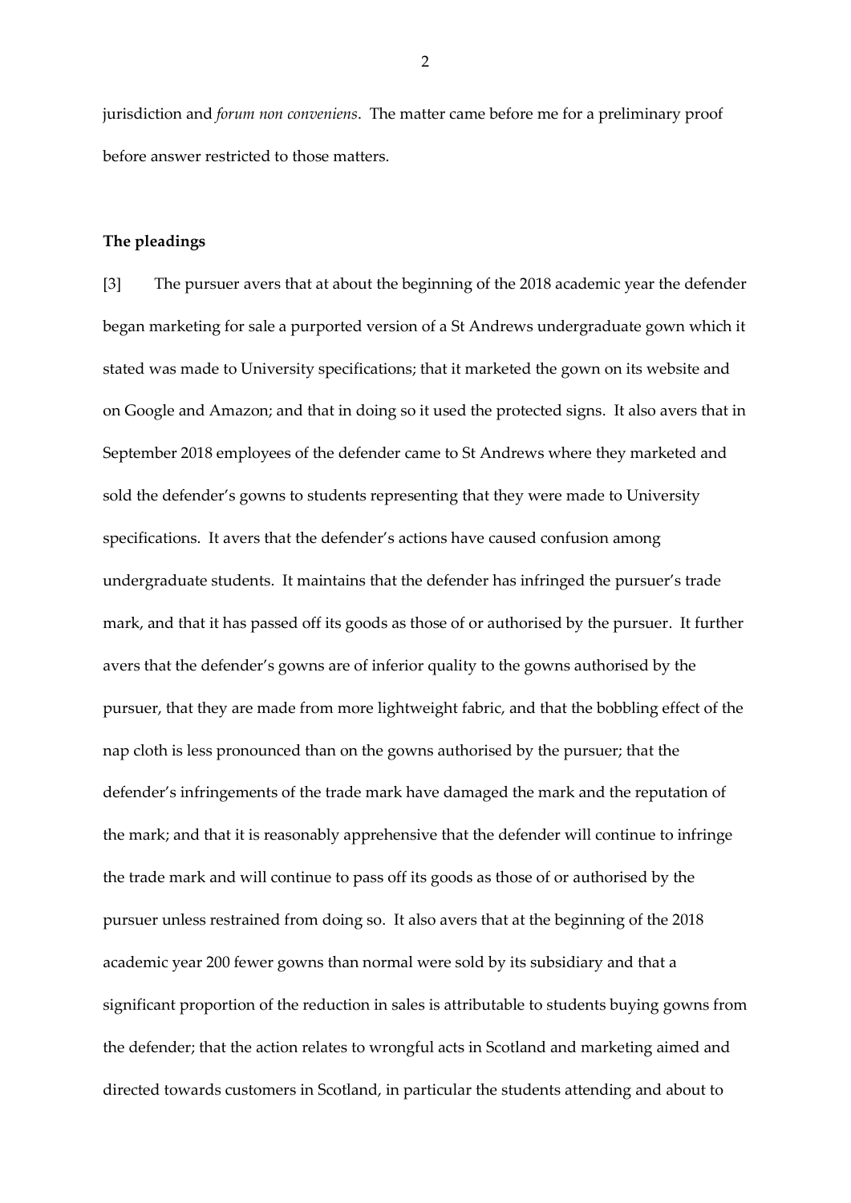jurisdiction and *forum non conveniens*. The matter came before me for a preliminary proof before answer restricted to those matters.

**The pleadings**

[3] The pursuer avers that at about the beginning of the 2018 academic year the defender began marketing for sale a purported version of a St Andrews undergraduate gown which it stated was made to University specifications; that it marketed the gown on its website and on Google and Amazon; and that in doing so it used the protected signs. It also avers that in September 2018 employees of the defender came to St Andrews where they marketed and sold the defender's gowns to students representing that they were made to University specifications. It avers that the defender's actions have caused confusion among undergraduate students. It maintains that the defender has infringed the pursuer's trade mark, and that it has passed off its goods as those of or authorised by the pursuer. It further avers that the defender's gowns are of inferior quality to the gowns authorised by the pursuer, that they are made from more lightweight fabric, and that the bobbling effect of the nap cloth is less pronounced than on the gowns authorised by the pursuer; that the defender's infringements of the trade mark have damaged the mark and the reputation of the mark; and that it is reasonably apprehensive that the defender will continue to infringe the trade mark and will continue to pass off its goods as those of or authorised by the pursuer unless restrained from doing so. It also avers that at the beginning of the 2018 academic year 200 fewer gowns than normal were sold by its subsidiary and that a significant proportion of the reduction in sales is attributable to students buying gowns from the defender; that the action relates to wrongful acts in Scotland and marketing aimed and directed towards customers in Scotland, in particular the students attending and about to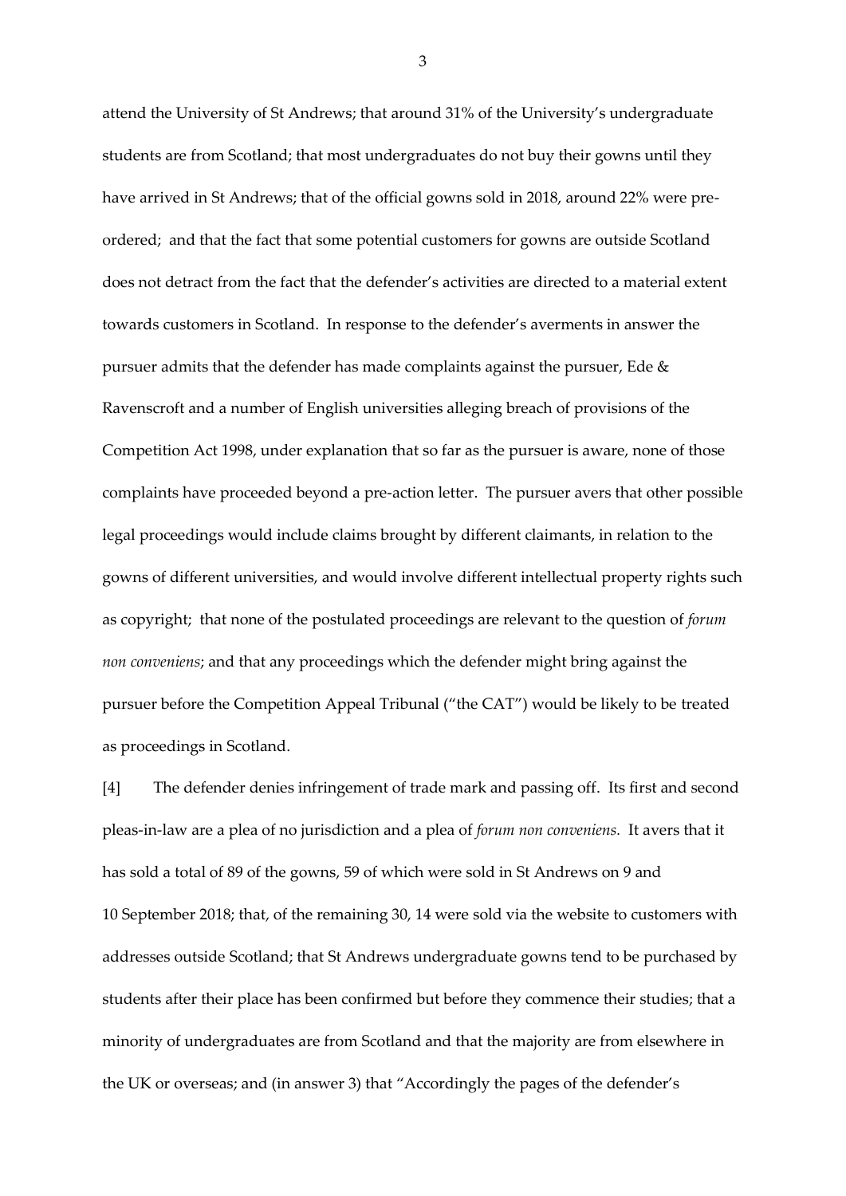attend the University of St Andrews; that around 31% of the University's undergraduate students are from Scotland; that most undergraduates do not buy their gowns until they have arrived in St Andrews; that of the official gowns sold in 2018, around 22% were pre-ordered; and that the fact that some potential customers for gowns are outside Scotland does not detract from the fact that the defender's activities are directed to a material extent towards customers in Scotland. In response to the defender's averments in answer the pursuer admits that the defender has made complaints against the pursuer, Ede & Ravenscroft and a number of English universities alleging breach of provisions of the Competition Act 1998, under explanation that so far as the pursuer is aware, none of those complaints have proceeded beyond a pre-action letter. The pursuer avers that other possible legal proceedings would include claims brought by different claimants, in relation to the gowns of different universities, and would involve different intellectual property rights such as copyright; that none of the postulated proceedings are relevant to the question of *forum non conveniens*; and that any proceedings which the defender might bring against the pursuer before the Competition Appeal Tribunal ("the CAT") would be likely to be treated as proceedings in Scotland.

[4] The defender denies infringement of trade mark and passing off. Its first and second pleas-in-law are a plea of no jurisdiction and a plea of *forum non conveniens.* It avers that it has sold a total of 89 of the gowns, 59 of which were sold in St Andrews on 9 and 10 September 2018; that, of the remaining 30, 14 were sold via the website to customers with addresses outside Scotland; that St Andrews undergraduate gowns tend to be purchased by students after their place has been confirmed but before they commence their studies; that a minority of undergraduates are from Scotland and that the majority are from elsewhere in the UK or overseas; and (in answer 3) that "Accordingly the pages of the defender's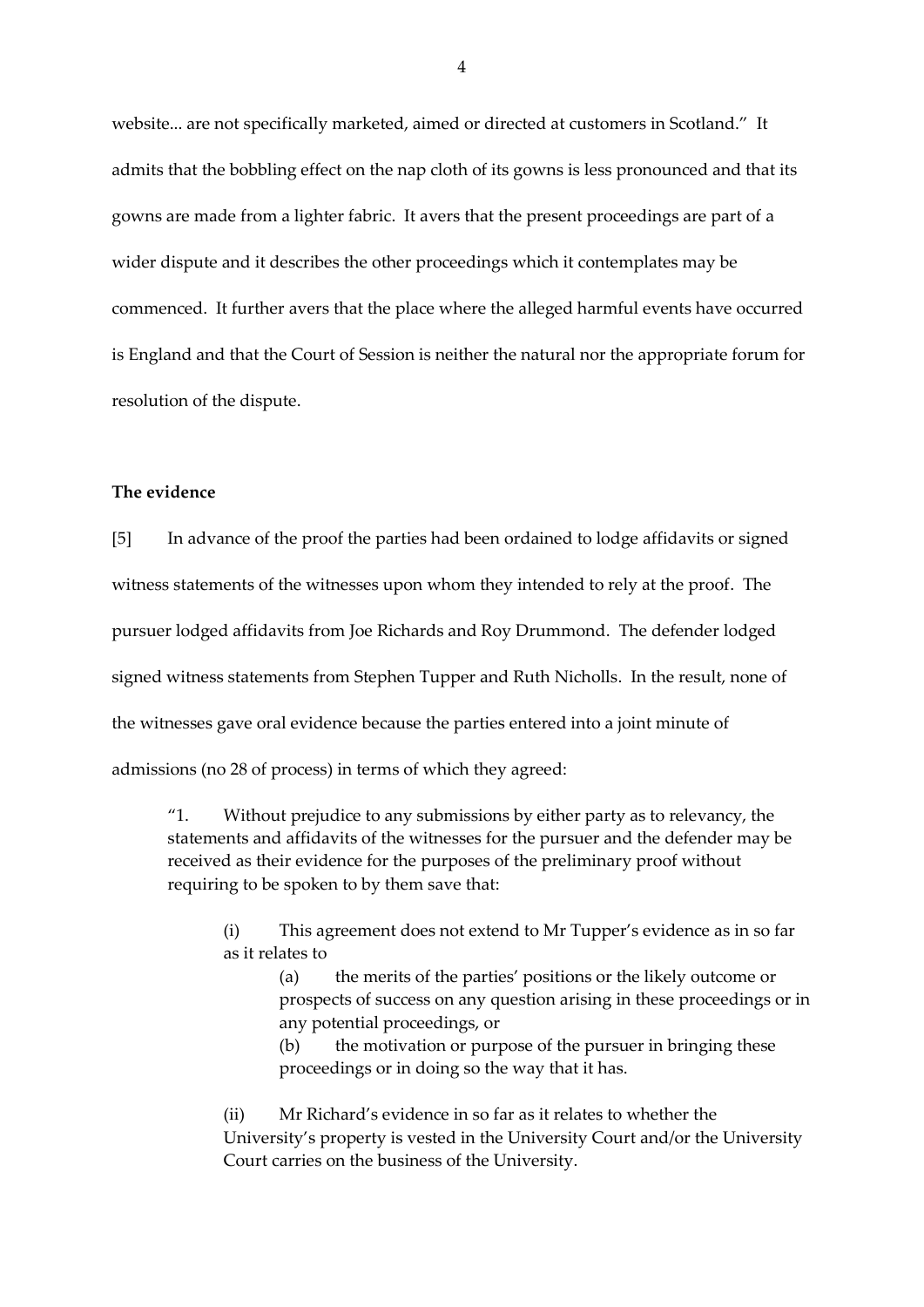website... are not specifically marketed, aimed or directed at customers in Scotland." It admits that the bobbling effect on the nap cloth of its gowns is less pronounced and that its gowns are made from a lighter fabric. It avers that the present proceedings are part of a wider dispute and it describes the other proceedings which it contemplates may be commenced. It further avers that the place where the alleged harmful events have occurred is England and that the Court of Session is neither the natural nor the appropriate forum for resolution of the dispute.

**The evidence**

[5] In advance of the proof the parties had been ordained to lodge affidavits or signed witness statements of the witnesses upon whom they intended to rely at the proof. The pursuer lodged affidavits from Joe Richards and Roy Drummond. The defender lodged signed witness statements from Stephen Tupper and Ruth Nicholls. In the result, none of the witnesses gave oral evidence because the parties entered into a joint minute of admissions (no 28 of process) in terms of which they agreed:

> "1. Without prejudice to any submissions by either party as to relevancy, the statements and affidavits of the witnesses for the pursuer and the defender may be received as their evidence for the purposes of the preliminary proof without requiring to be spoken to by them save that:
>
> > (i) This agreement does not extend to Mr Tupper's evidence as in so far as it relates to
> >
> > > (a) the merits of the parties' positions or the likely outcome or prospects of success on any question arising in these proceedings or in any potential proceedings, or
> > >
> > > (b) the motivation or purpose of the pursuer in bringing these proceedings or in doing so the way that it has.
> >
> > (ii) Mr Richard's evidence in so far as it relates to whether the University's property is vested in the University Court and/or the University Court carries on the business of the University.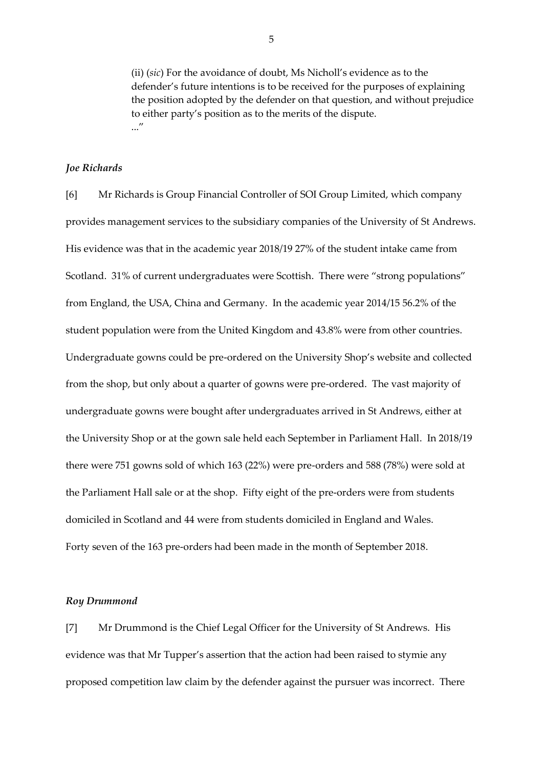> (ii) (*sic*) For the avoidance of doubt, Ms Nicholl's evidence as to the defender's future intentions is to be received for the purposes of explaining the position adopted by the defender on that question, and without prejudice to either party's position as to the merits of the dispute.
> ..."

### *Joe Richards*

[6] Mr Richards is Group Financial Controller of SOI Group Limited, which company provides management services to the subsidiary companies of the University of St Andrews. His evidence was that in the academic year 2018/19 27% of the student intake came from Scotland. 31% of current undergraduates were Scottish. There were "strong populations" from England, the USA, China and Germany. In the academic year 2014/15 56.2% of the student population were from the United Kingdom and 43.8% were from other countries. Undergraduate gowns could be pre-ordered on the University Shop's website and collected from the shop, but only about a quarter of gowns were pre-ordered. The vast majority of undergraduate gowns were bought after undergraduates arrived in St Andrews, either at the University Shop or at the gown sale held each September in Parliament Hall. In 2018/19 there were 751 gowns sold of which 163 (22%) were pre-orders and 588 (78%) were sold at the Parliament Hall sale or at the shop. Fifty eight of the pre-orders were from students domiciled in Scotland and 44 were from students domiciled in England and Wales. Forty seven of the 163 pre-orders had been made in the month of September 2018.

### *Roy Drummond*

[7] Mr Drummond is the Chief Legal Officer for the University of St Andrews. His evidence was that Mr Tupper's assertion that the action had been raised to stymie any proposed competition law claim by the defender against the pursuer was incorrect. There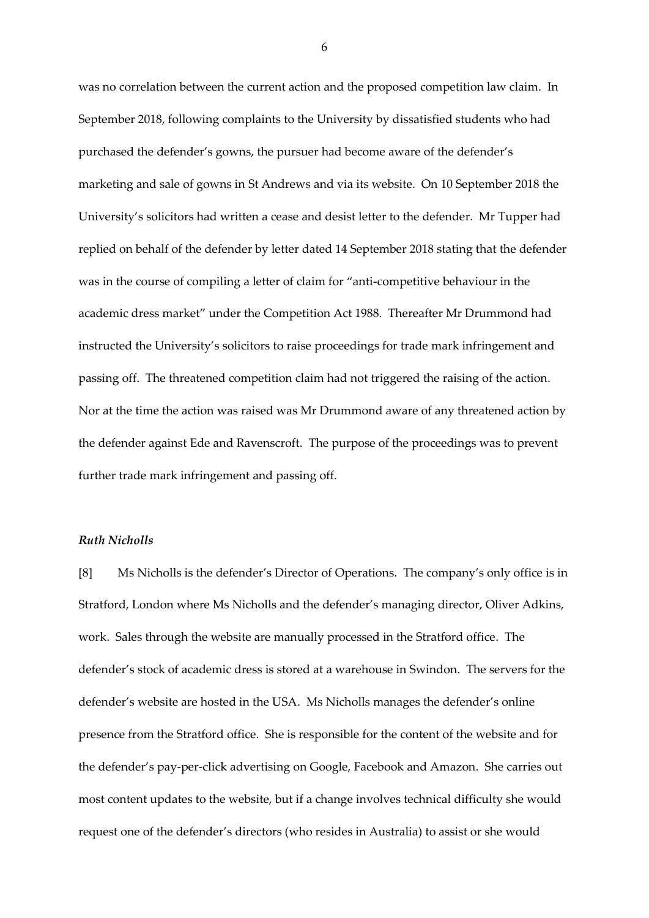was no correlation between the current action and the proposed competition law claim. In September 2018, following complaints to the University by dissatisfied students who had purchased the defender's gowns, the pursuer had become aware of the defender's marketing and sale of gowns in St Andrews and via its website. On 10 September 2018 the University's solicitors had written a cease and desist letter to the defender. Mr Tupper had replied on behalf of the defender by letter dated 14 September 2018 stating that the defender was in the course of compiling a letter of claim for "anti-competitive behaviour in the academic dress market" under the Competition Act 1988. Thereafter Mr Drummond had instructed the University's solicitors to raise proceedings for trade mark infringement and passing off. The threatened competition claim had not triggered the raising of the action. Nor at the time the action was raised was Mr Drummond aware of any threatened action by the defender against Ede and Ravenscroft. The purpose of the proceedings was to prevent further trade mark infringement and passing off.

***Ruth Nicholls***

[8] Ms Nicholls is the defender's Director of Operations. The company's only office is in Stratford, London where Ms Nicholls and the defender's managing director, Oliver Adkins, work. Sales through the website are manually processed in the Stratford office. The defender's stock of academic dress is stored at a warehouse in Swindon. The servers for the defender's website are hosted in the USA. Ms Nicholls manages the defender's online presence from the Stratford office. She is responsible for the content of the website and for the defender's pay-per-click advertising on Google, Facebook and Amazon. She carries out most content updates to the website, but if a change involves technical difficulty she would request one of the defender's directors (who resides in Australia) to assist or she would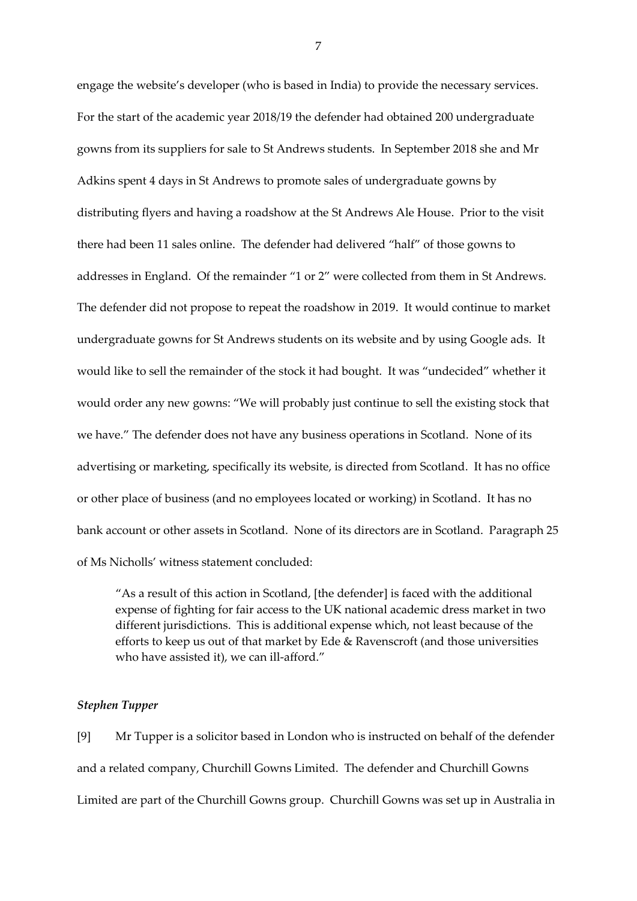engage the website's developer (who is based in India) to provide the necessary services. For the start of the academic year 2018/19 the defender had obtained 200 undergraduate gowns from its suppliers for sale to St Andrews students. In September 2018 she and Mr Adkins spent 4 days in St Andrews to promote sales of undergraduate gowns by distributing flyers and having a roadshow at the St Andrews Ale House. Prior to the visit there had been 11 sales online. The defender had delivered "half" of those gowns to addresses in England. Of the remainder "1 or 2" were collected from them in St Andrews. The defender did not propose to repeat the roadshow in 2019. It would continue to market undergraduate gowns for St Andrews students on its website and by using Google ads. It would like to sell the remainder of the stock it had bought. It was "undecided" whether it would order any new gowns: "We will probably just continue to sell the existing stock that we have." The defender does not have any business operations in Scotland. None of its advertising or marketing, specifically its website, is directed from Scotland. It has no office or other place of business (and no employees located or working) in Scotland. It has no bank account or other assets in Scotland. None of its directors are in Scotland. Paragraph 25 of Ms Nicholls' witness statement concluded:

> "As a result of this action in Scotland, [the defender] is faced with the additional expense of fighting for fair access to the UK national academic dress market in two different jurisdictions. This is additional expense which, not least because of the efforts to keep us out of that market by Ede & Ravenscroft (and those universities who have assisted it), we can ill-afford."

***Stephen Tupper***

[9] Mr Tupper is a solicitor based in London who is instructed on behalf of the defender and a related company, Churchill Gowns Limited. The defender and Churchill Gowns Limited are part of the Churchill Gowns group. Churchill Gowns was set up in Australia in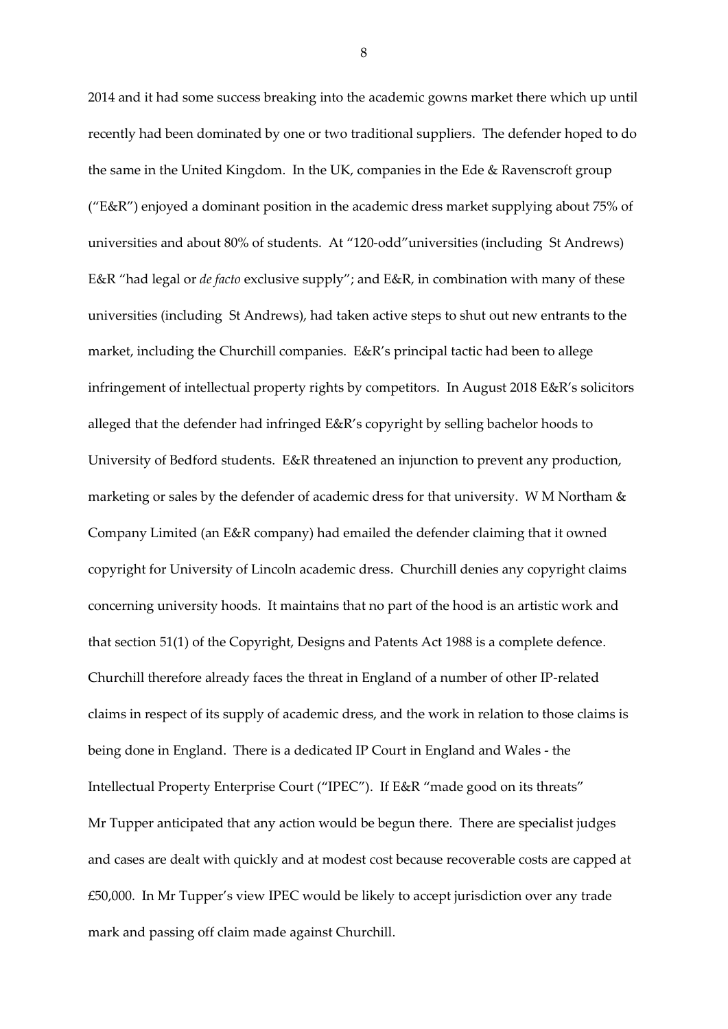2014 and it had some success breaking into the academic gowns market there which up until recently had been dominated by one or two traditional suppliers. The defender hoped to do the same in the United Kingdom. In the UK, companies in the Ede & Ravenscroft group ("E&R") enjoyed a dominant position in the academic dress market supplying about 75% of universities and about 80% of students. At "120-odd"universities (including St Andrews) E&R "had legal or *de facto* exclusive supply"; and E&R, in combination with many of these universities (including St Andrews), had taken active steps to shut out new entrants to the market, including the Churchill companies. E&R's principal tactic had been to allege infringement of intellectual property rights by competitors. In August 2018 E&R's solicitors alleged that the defender had infringed E&R's copyright by selling bachelor hoods to University of Bedford students. E&R threatened an injunction to prevent any production, marketing or sales by the defender of academic dress for that university. W M Northam & Company Limited (an E&R company) had emailed the defender claiming that it owned copyright for University of Lincoln academic dress. Churchill denies any copyright claims concerning university hoods. It maintains that no part of the hood is an artistic work and that section 51(1) of the Copyright, Designs and Patents Act 1988 is a complete defence. Churchill therefore already faces the threat in England of a number of other IP-related claims in respect of its supply of academic dress, and the work in relation to those claims is being done in England. There is a dedicated IP Court in England and Wales - the Intellectual Property Enterprise Court ("IPEC"). If E&R "made good on its threats" Mr Tupper anticipated that any action would be begun there. There are specialist judges and cases are dealt with quickly and at modest cost because recoverable costs are capped at £50,000. In Mr Tupper's view IPEC would be likely to accept jurisdiction over any trade mark and passing off claim made against Churchill.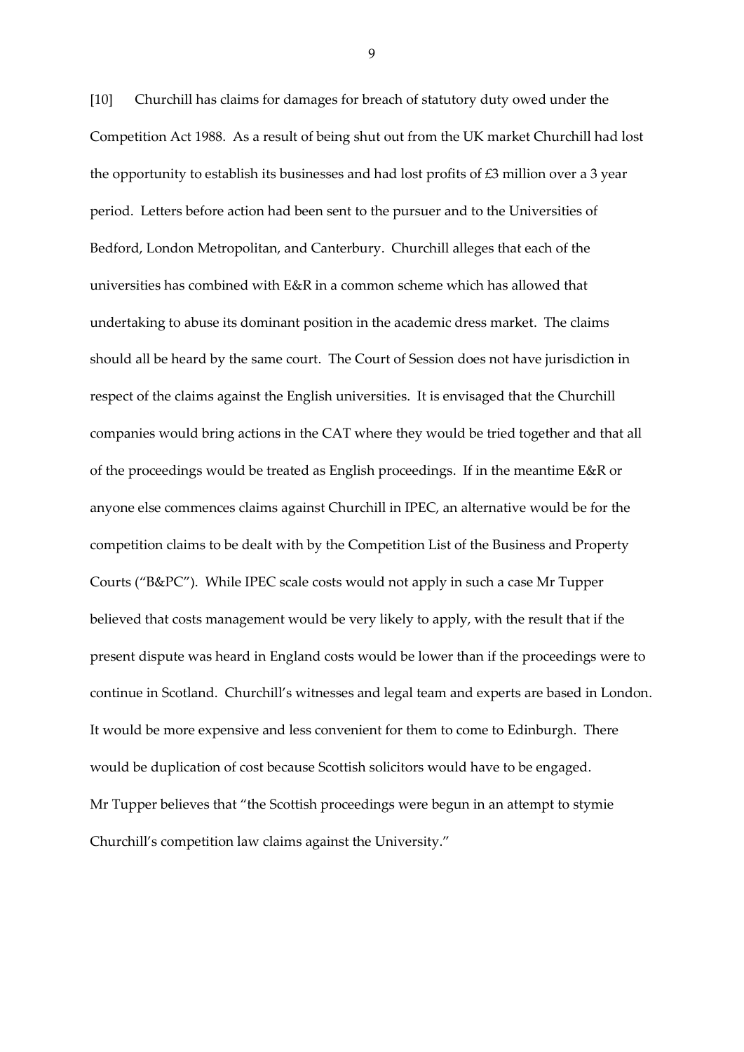[10] Churchill has claims for damages for breach of statutory duty owed under the Competition Act 1988. As a result of being shut out from the UK market Churchill had lost the opportunity to establish its businesses and had lost profits of £3 million over a 3 year period. Letters before action had been sent to the pursuer and to the Universities of Bedford, London Metropolitan, and Canterbury. Churchill alleges that each of the universities has combined with E&R in a common scheme which has allowed that undertaking to abuse its dominant position in the academic dress market. The claims should all be heard by the same court. The Court of Session does not have jurisdiction in respect of the claims against the English universities. It is envisaged that the Churchill companies would bring actions in the CAT where they would be tried together and that all of the proceedings would be treated as English proceedings. If in the meantime E&R or anyone else commences claims against Churchill in IPEC, an alternative would be for the competition claims to be dealt with by the Competition List of the Business and Property Courts ("B&PC"). While IPEC scale costs would not apply in such a case Mr Tupper believed that costs management would be very likely to apply, with the result that if the present dispute was heard in England costs would be lower than if the proceedings were to continue in Scotland. Churchill's witnesses and legal team and experts are based in London. It would be more expensive and less convenient for them to come to Edinburgh. There would be duplication of cost because Scottish solicitors would have to be engaged. Mr Tupper believes that "the Scottish proceedings were begun in an attempt to stymie Churchill's competition law claims against the University."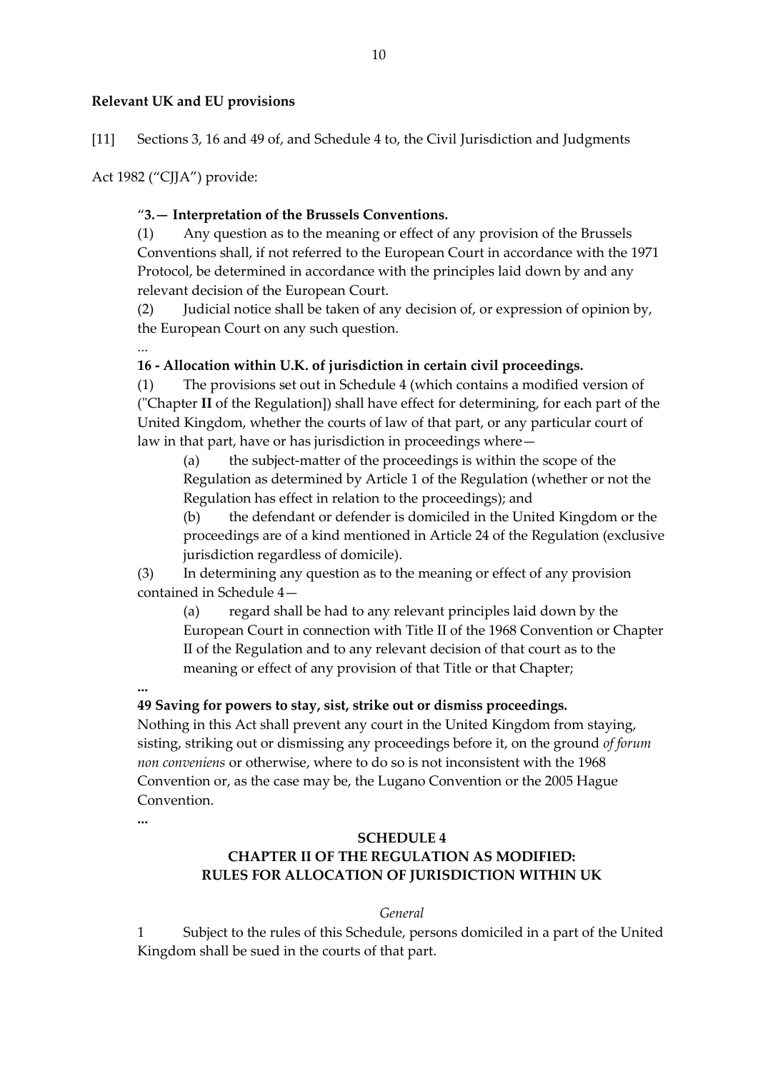**Relevant UK and EU provisions**

[11] Sections 3, 16 and 49 of, and Schedule 4 to, the Civil Jurisdiction and Judgments Act 1982 ("CJJA") provide:

> "**3.— Interpretation of the Brussels Conventions.**
>
> (1) Any question as to the meaning or effect of any provision of the Brussels Conventions shall, if not referred to the European Court in accordance with the 1971 Protocol, be determined in accordance with the principles laid down by and any relevant decision of the European Court.
>
> (2) Judicial notice shall be taken of any decision of, or expression of opinion by, the European Court on any such question.
>
> ...
>
> **16 - Allocation within U.K. of jurisdiction in certain civil proceedings.**
>
> (1) The provisions set out in Schedule 4 (which contains a modified version of ("Chapter **II** of the Regulation]) shall have effect for determining, for each part of the United Kingdom, whether the courts of law of that part, or any particular court of law in that part, have or has jurisdiction in proceedings where—
>
> (a) the subject-matter of the proceedings is within the scope of the Regulation as determined by Article 1 of the Regulation (whether or not the Regulation has effect in relation to the proceedings); and
>
> (b) the defendant or defender is domiciled in the United Kingdom or the proceedings are of a kind mentioned in Article 24 of the Regulation (exclusive jurisdiction regardless of domicile).
>
> (3) In determining any question as to the meaning or effect of any provision contained in Schedule 4—
>
> (a) regard shall be had to any relevant principles laid down by the European Court in connection with Title II of the 1968 Convention or Chapter II of the Regulation and to any relevant decision of that court as to the meaning or effect of any provision of that Title or that Chapter;
>
> **...**
>
> **49 Saving for powers to stay, sist, strike out or dismiss proceedings.**
>
> Nothing in this Act shall prevent any court in the United Kingdom from staying, sisting, striking out or dismissing any proceedings before it, on the ground *of forum non conveniens* or otherwise, where to do so is not inconsistent with the 1968 Convention or, as the case may be, the Lugano Convention or the 2005 Hague Convention.
>
> **...**
>
> **SCHEDULE 4**
>
> **CHAPTER II OF THE REGULATION AS MODIFIED: RULES FOR ALLOCATION OF JURISDICTION WITHIN UK**
>
> *General*
>
> 1 Subject to the rules of this Schedule, persons domiciled in a part of the United Kingdom shall be sued in the courts of that part.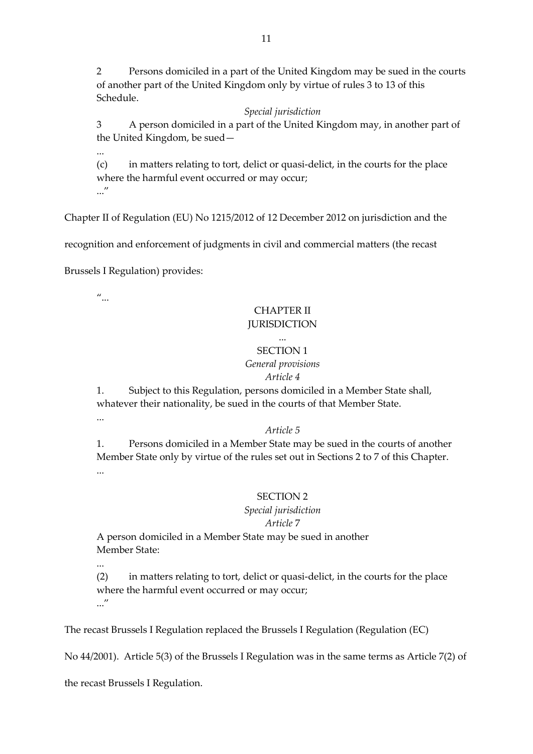> 2 Persons domiciled in a part of the United Kingdom may be sued in the courts of another part of the United Kingdom only by virtue of rules 3 to 13 of this Schedule.
>
> *Special jurisdiction*
>
> 3 A person domiciled in a part of the United Kingdom may, in another part of the United Kingdom, be sued—
>
> ...
>
> (c) in matters relating to tort, delict or quasi-delict, in the courts for the place where the harmful event occurred or may occur;
>
> ..."

Chapter II of Regulation (EU) No 1215/2012 of 12 December 2012 on jurisdiction and the recognition and enforcement of judgments in civil and commercial matters (the recast Brussels I Regulation) provides:

> "...
>
> CHAPTER II
> JURISDICTION
>
> ...
>
> SECTION 1
> *General provisions*
> *Article 4*
>
> 1. Subject to this Regulation, persons domiciled in a Member State shall, whatever their nationality, be sued in the courts of that Member State.
>
> ...
>
> *Article 5*
>
> 1. Persons domiciled in a Member State may be sued in the courts of another Member State only by virtue of the rules set out in Sections 2 to 7 of this Chapter.
>
> ...
>
> SECTION 2
> *Special jurisdiction*
> *Article 7*
>
> A person domiciled in a Member State may be sued in another Member State:
>
> ...
>
> (2) in matters relating to tort, delict or quasi-delict, in the courts for the place where the harmful event occurred or may occur;
>
> ..."

The recast Brussels I Regulation replaced the Brussels I Regulation (Regulation (EC) No 44/2001). Article 5(3) of the Brussels I Regulation was in the same terms as Article 7(2) of the recast Brussels I Regulation.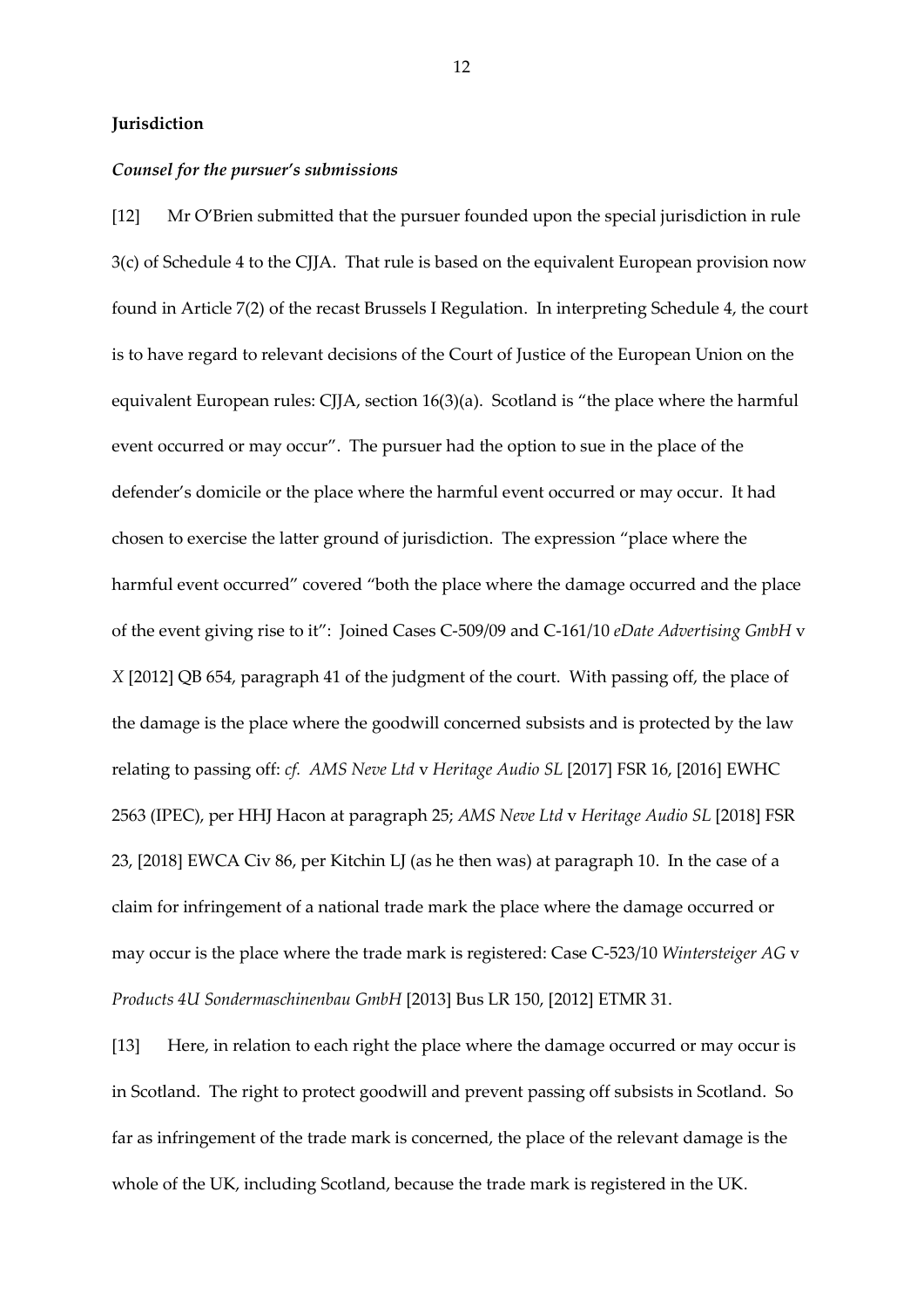**Jurisdiction**

***Counsel for the pursuer's submissions***

[12] Mr O'Brien submitted that the pursuer founded upon the special jurisdiction in rule 3(c) of Schedule 4 to the CJJA. That rule is based on the equivalent European provision now found in Article 7(2) of the recast Brussels I Regulation. In interpreting Schedule 4, the court is to have regard to relevant decisions of the Court of Justice of the European Union on the equivalent European rules: CJJA, section 16(3)(a). Scotland is "the place where the harmful event occurred or may occur". The pursuer had the option to sue in the place of the defender's domicile or the place where the harmful event occurred or may occur. It had chosen to exercise the latter ground of jurisdiction. The expression "place where the harmful event occurred" covered "both the place where the damage occurred and the place of the event giving rise to it": Joined Cases C-509/09 and C-161/10 *eDate Advertising GmbH* v *X* [2012] QB 654, paragraph 41 of the judgment of the court. With passing off, the place of the damage is the place where the goodwill concerned subsists and is protected by the law relating to passing off: *cf. AMS Neve Ltd* v *Heritage Audio SL* [2017] FSR 16, [2016] EWHC 2563 (IPEC), per HHJ Hacon at paragraph 25; *AMS Neve Ltd* v *Heritage Audio SL* [2018] FSR 23, [2018] EWCA Civ 86, per Kitchin LJ (as he then was) at paragraph 10. In the case of a claim for infringement of a national trade mark the place where the damage occurred or may occur is the place where the trade mark is registered: Case C-523/10 *Wintersteiger AG* v *Products 4U Sondermaschinenbau GmbH* [2013] Bus LR 150, [2012] ETMR 31.

[13] Here, in relation to each right the place where the damage occurred or may occur is in Scotland. The right to protect goodwill and prevent passing off subsists in Scotland. So far as infringement of the trade mark is concerned, the place of the relevant damage is the whole of the UK, including Scotland, because the trade mark is registered in the UK.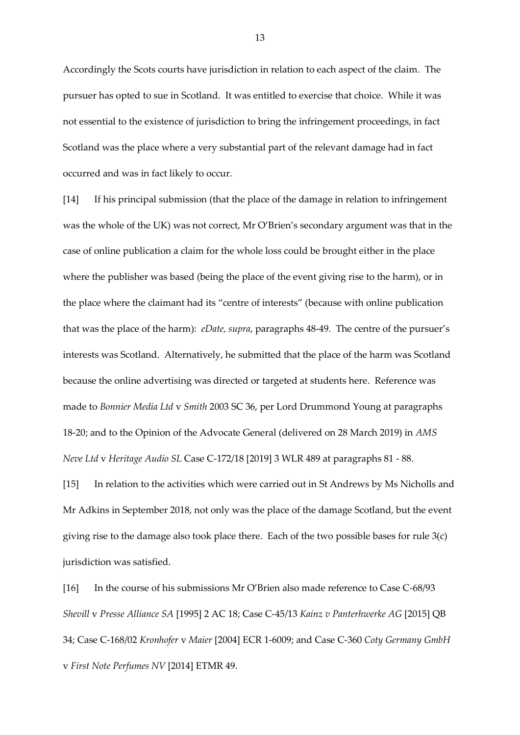Accordingly the Scots courts have jurisdiction in relation to each aspect of the claim. The pursuer has opted to sue in Scotland. It was entitled to exercise that choice. While it was not essential to the existence of jurisdiction to bring the infringement proceedings, in fact Scotland was the place where a very substantial part of the relevant damage had in fact occurred and was in fact likely to occur.

[14] If his principal submission (that the place of the damage in relation to infringement was the whole of the UK) was not correct, Mr O'Brien's secondary argument was that in the case of online publication a claim for the whole loss could be brought either in the place where the publisher was based (being the place of the event giving rise to the harm), or in the place where the claimant had its "centre of interests" (because with online publication that was the place of the harm): *eDate, supra*, paragraphs 48-49. The centre of the pursuer's interests was Scotland. Alternatively, he submitted that the place of the harm was Scotland because the online advertising was directed or targeted at students here. Reference was made to *Bonnier Media Ltd* v *Smith* 2003 SC 36, per Lord Drummond Young at paragraphs 18-20; and to the Opinion of the Advocate General (delivered on 28 March 2019) in *AMS Neve Ltd* v *Heritage Audio SL* Case C-172/18 [2019] 3 WLR 489 at paragraphs 81 - 88.

[15] In relation to the activities which were carried out in St Andrews by Ms Nicholls and Mr Adkins in September 2018, not only was the place of the damage Scotland, but the event giving rise to the damage also took place there. Each of the two possible bases for rule 3(c) jurisdiction was satisfied.

[16] In the course of his submissions Mr O'Brien also made reference to Case C-68/93 *Shevill* v *Presse Alliance SA* [1995] 2 AC 18; Case C-45/13 *Kainz v Panterhwerke AG* [2015] QB 34; Case C-168/02 *Kronhofer* v *Maier* [2004] ECR 1-6009; and Case C-360 *Coty Germany GmbH* v *First Note Perfumes NV* [2014] ETMR 49.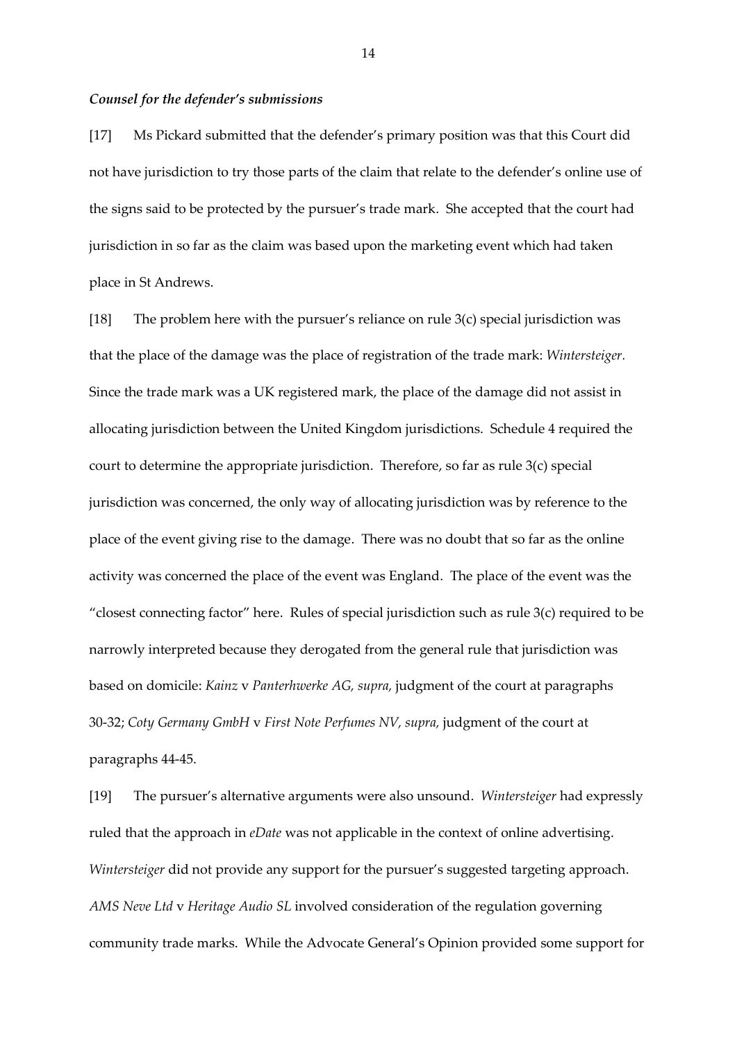***Counsel for the defender's submissions***

[17] Ms Pickard submitted that the defender's primary position was that this Court did not have jurisdiction to try those parts of the claim that relate to the defender's online use of the signs said to be protected by the pursuer's trade mark. She accepted that the court had jurisdiction in so far as the claim was based upon the marketing event which had taken place in St Andrews.

[18] The problem here with the pursuer's reliance on rule 3(c) special jurisdiction was that the place of the damage was the place of registration of the trade mark: *Wintersteiger.* Since the trade mark was a UK registered mark, the place of the damage did not assist in allocating jurisdiction between the United Kingdom jurisdictions. Schedule 4 required the court to determine the appropriate jurisdiction. Therefore, so far as rule 3(c) special jurisdiction was concerned, the only way of allocating jurisdiction was by reference to the place of the event giving rise to the damage. There was no doubt that so far as the online activity was concerned the place of the event was England. The place of the event was the "closest connecting factor" here. Rules of special jurisdiction such as rule 3(c) required to be narrowly interpreted because they derogated from the general rule that jurisdiction was based on domicile: *Kainz* v *Panterhwerke AG, supra,* judgment of the court at paragraphs 30-32; *Coty Germany GmbH* v *First Note Perfumes NV, supra,* judgment of the court at paragraphs 44-45.

[19] The pursuer's alternative arguments were also unsound. *Wintersteiger* had expressly ruled that the approach in *eDate* was not applicable in the context of online advertising. *Wintersteiger* did not provide any support for the pursuer's suggested targeting approach. *AMS Neve Ltd* v *Heritage Audio SL* involved consideration of the regulation governing community trade marks. While the Advocate General's Opinion provided some support for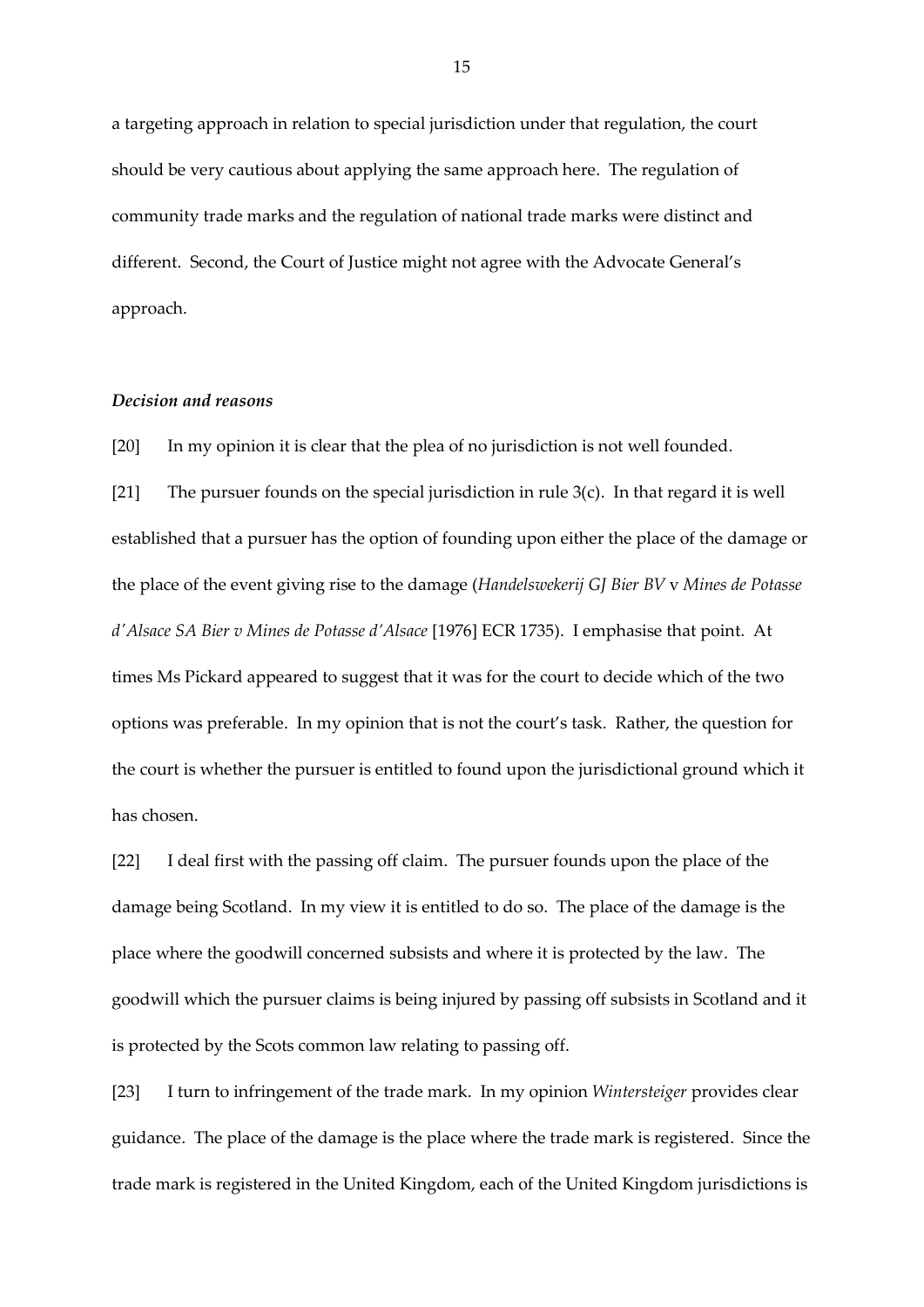a targeting approach in relation to special jurisdiction under that regulation, the court should be very cautious about applying the same approach here. The regulation of community trade marks and the regulation of national trade marks were distinct and different. Second, the Court of Justice might not agree with the Advocate General's approach.

### *Decision and reasons*

[20] In my opinion it is clear that the plea of no jurisdiction is not well founded.

[21] The pursuer founds on the special jurisdiction in rule 3(c). In that regard it is well established that a pursuer has the option of founding upon either the place of the damage or the place of the event giving rise to the damage (*Handelswekerij GJ Bier BV* v *Mines de Potasse d'Alsace SA Bier v Mines de Potasse d'Alsace* [1976] ECR 1735). I emphasise that point. At times Ms Pickard appeared to suggest that it was for the court to decide which of the two options was preferable. In my opinion that is not the court's task. Rather, the question for the court is whether the pursuer is entitled to found upon the jurisdictional ground which it has chosen.

[22] I deal first with the passing off claim. The pursuer founds upon the place of the damage being Scotland. In my view it is entitled to do so. The place of the damage is the place where the goodwill concerned subsists and where it is protected by the law. The goodwill which the pursuer claims is being injured by passing off subsists in Scotland and it is protected by the Scots common law relating to passing off.

[23] I turn to infringement of the trade mark. In my opinion *Wintersteiger* provides clear guidance. The place of the damage is the place where the trade mark is registered. Since the trade mark is registered in the United Kingdom, each of the United Kingdom jurisdictions is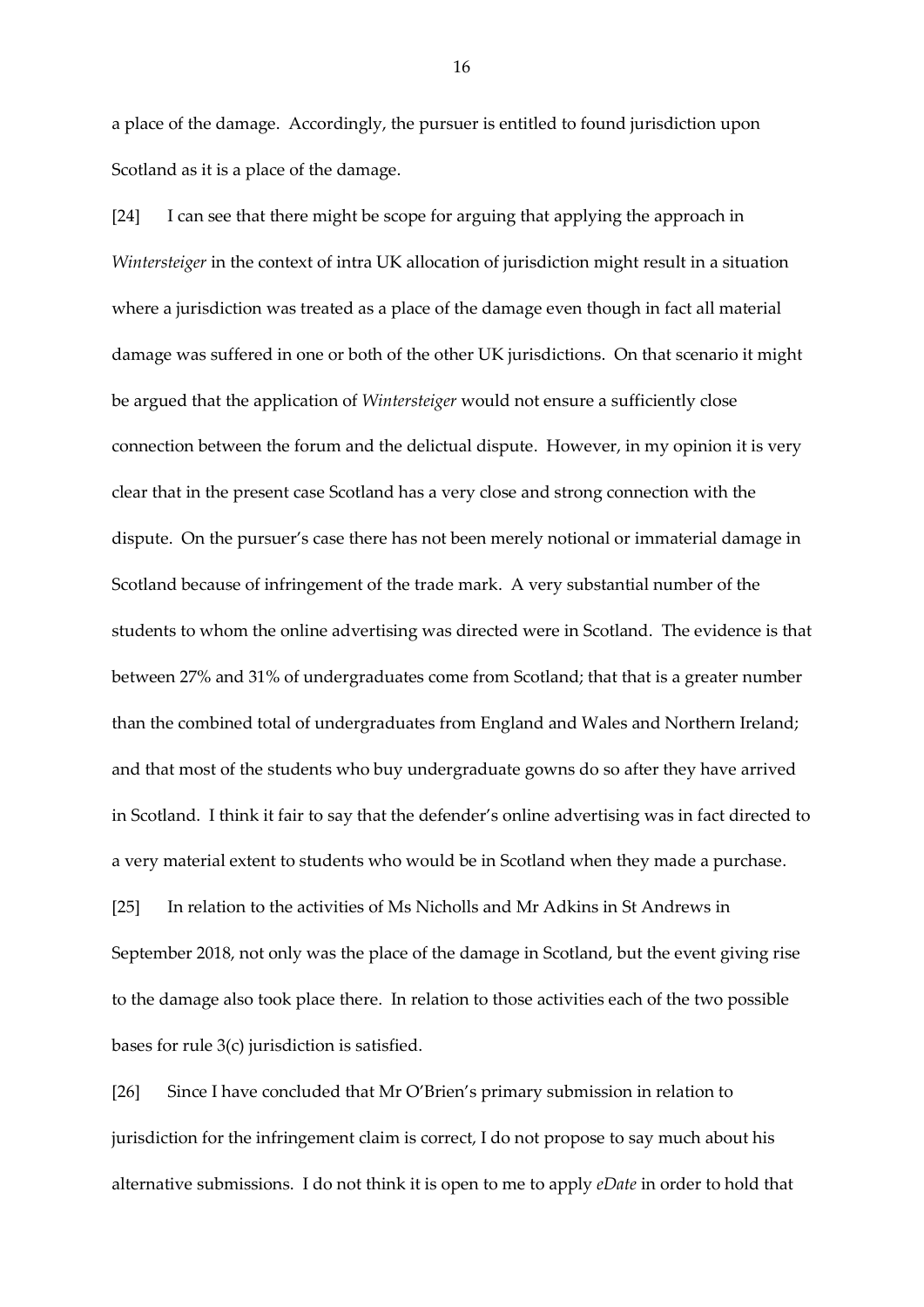a place of the damage. Accordingly, the pursuer is entitled to found jurisdiction upon Scotland as it is a place of the damage.

[24] I can see that there might be scope for arguing that applying the approach in *Wintersteiger* in the context of intra UK allocation of jurisdiction might result in a situation where a jurisdiction was treated as a place of the damage even though in fact all material damage was suffered in one or both of the other UK jurisdictions. On that scenario it might be argued that the application of *Wintersteiger* would not ensure a sufficiently close connection between the forum and the delictual dispute. However, in my opinion it is very clear that in the present case Scotland has a very close and strong connection with the dispute. On the pursuer's case there has not been merely notional or immaterial damage in Scotland because of infringement of the trade mark. A very substantial number of the students to whom the online advertising was directed were in Scotland. The evidence is that between 27% and 31% of undergraduates come from Scotland; that that is a greater number than the combined total of undergraduates from England and Wales and Northern Ireland; and that most of the students who buy undergraduate gowns do so after they have arrived in Scotland. I think it fair to say that the defender's online advertising was in fact directed to a very material extent to students who would be in Scotland when they made a purchase.

[25] In relation to the activities of Ms Nicholls and Mr Adkins in St Andrews in September 2018, not only was the place of the damage in Scotland, but the event giving rise to the damage also took place there. In relation to those activities each of the two possible bases for rule 3(c) jurisdiction is satisfied.

[26] Since I have concluded that Mr O'Brien's primary submission in relation to jurisdiction for the infringement claim is correct, I do not propose to say much about his alternative submissions. I do not think it is open to me to apply *eDate* in order to hold that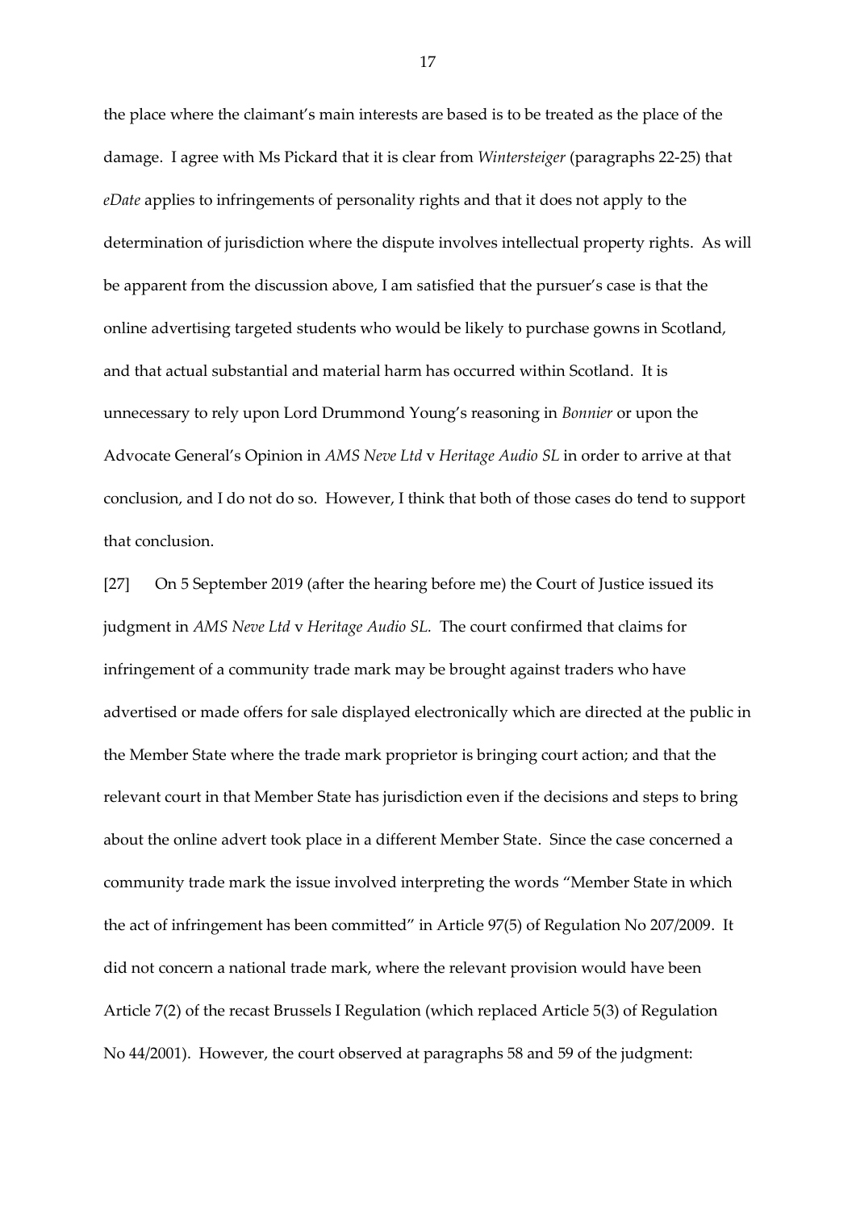the place where the claimant's main interests are based is to be treated as the place of the damage. I agree with Ms Pickard that it is clear from *Wintersteiger* (paragraphs 22-25) that *eDate* applies to infringements of personality rights and that it does not apply to the determination of jurisdiction where the dispute involves intellectual property rights. As will be apparent from the discussion above, I am satisfied that the pursuer's case is that the online advertising targeted students who would be likely to purchase gowns in Scotland, and that actual substantial and material harm has occurred within Scotland. It is unnecessary to rely upon Lord Drummond Young's reasoning in *Bonnier* or upon the Advocate General's Opinion in *AMS Neve Ltd* v *Heritage Audio SL* in order to arrive at that conclusion, and I do not do so. However, I think that both of those cases do tend to support that conclusion.

[27] On 5 September 2019 (after the hearing before me) the Court of Justice issued its judgment in *AMS Neve Ltd* v *Heritage Audio SL.* The court confirmed that claims for infringement of a community trade mark may be brought against traders who have advertised or made offers for sale displayed electronically which are directed at the public in the Member State where the trade mark proprietor is bringing court action; and that the relevant court in that Member State has jurisdiction even if the decisions and steps to bring about the online advert took place in a different Member State. Since the case concerned a community trade mark the issue involved interpreting the words "Member State in which the act of infringement has been committed" in Article 97(5) of Regulation No 207/2009. It did not concern a national trade mark, where the relevant provision would have been Article 7(2) of the recast Brussels I Regulation (which replaced Article 5(3) of Regulation No 44/2001). However, the court observed at paragraphs 58 and 59 of the judgment: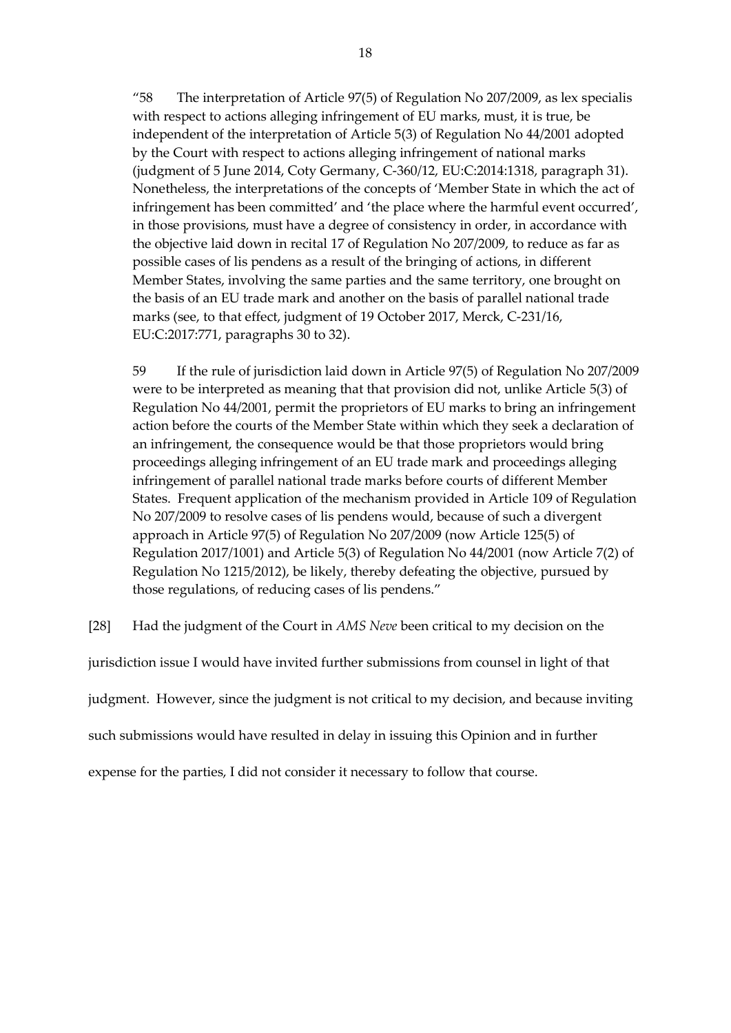"58 The interpretation of Article 97(5) of Regulation No 207/2009, as lex specialis with respect to actions alleging infringement of EU marks, must, it is true, be independent of the interpretation of Article 5(3) of Regulation No 44/2001 adopted by the Court with respect to actions alleging infringement of national marks (judgment of 5 June 2014, Coty Germany, C-360/12, EU:C:2014:1318, paragraph 31). Nonetheless, the interpretations of the concepts of 'Member State in which the act of infringement has been committed' and 'the place where the harmful event occurred', in those provisions, must have a degree of consistency in order, in accordance with the objective laid down in recital 17 of Regulation No 207/2009, to reduce as far as possible cases of lis pendens as a result of the bringing of actions, in different Member States, involving the same parties and the same territory, one brought on the basis of an EU trade mark and another on the basis of parallel national trade marks (see, to that effect, judgment of 19 October 2017, Merck, C-231/16, EU:C:2017:771, paragraphs 30 to 32).

59 If the rule of jurisdiction laid down in Article 97(5) of Regulation No 207/2009 were to be interpreted as meaning that that provision did not, unlike Article 5(3) of Regulation No 44/2001, permit the proprietors of EU marks to bring an infringement action before the courts of the Member State within which they seek a declaration of an infringement, the consequence would be that those proprietors would bring proceedings alleging infringement of an EU trade mark and proceedings alleging infringement of parallel national trade marks before courts of different Member States. Frequent application of the mechanism provided in Article 109 of Regulation No 207/2009 to resolve cases of lis pendens would, because of such a divergent approach in Article 97(5) of Regulation No 207/2009 (now Article 125(5) of Regulation 2017/1001) and Article 5(3) of Regulation No 44/2001 (now Article 7(2) of Regulation No 1215/2012), be likely, thereby defeating the objective, pursued by those regulations, of reducing cases of lis pendens."

[28] Had the judgment of the Court in *AMS Neve* been critical to my decision on the jurisdiction issue I would have invited further submissions from counsel in light of that judgment. However, since the judgment is not critical to my decision, and because inviting such submissions would have resulted in delay in issuing this Opinion and in further expense for the parties, I did not consider it necessary to follow that course.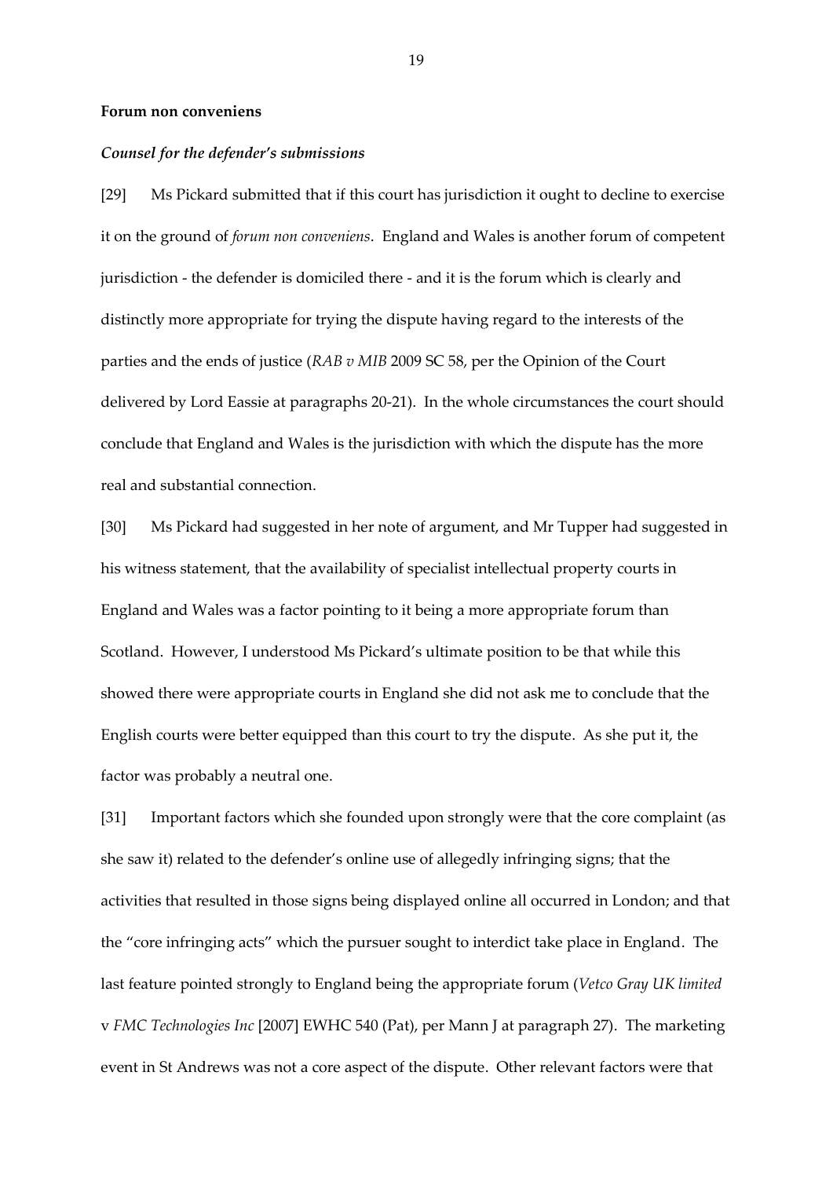**Forum non conveniens**

***Counsel for the defender's submissions***

[29] Ms Pickard submitted that if this court has jurisdiction it ought to decline to exercise it on the ground of *forum non conveniens*. England and Wales is another forum of competent jurisdiction - the defender is domiciled there - and it is the forum which is clearly and distinctly more appropriate for trying the dispute having regard to the interests of the parties and the ends of justice (*RAB v MIB* 2009 SC 58, per the Opinion of the Court delivered by Lord Eassie at paragraphs 20-21). In the whole circumstances the court should conclude that England and Wales is the jurisdiction with which the dispute has the more real and substantial connection.

[30] Ms Pickard had suggested in her note of argument, and Mr Tupper had suggested in his witness statement, that the availability of specialist intellectual property courts in England and Wales was a factor pointing to it being a more appropriate forum than Scotland. However, I understood Ms Pickard's ultimate position to be that while this showed there were appropriate courts in England she did not ask me to conclude that the English courts were better equipped than this court to try the dispute. As she put it, the factor was probably a neutral one.

[31] Important factors which she founded upon strongly were that the core complaint (as she saw it) related to the defender's online use of allegedly infringing signs; that the activities that resulted in those signs being displayed online all occurred in London; and that the "core infringing acts" which the pursuer sought to interdict take place in England. The last feature pointed strongly to England being the appropriate forum (*Vetco Gray UK limited* v *FMC Technologies Inc* [2007] EWHC 540 (Pat), per Mann J at paragraph 27). The marketing event in St Andrews was not a core aspect of the dispute. Other relevant factors were that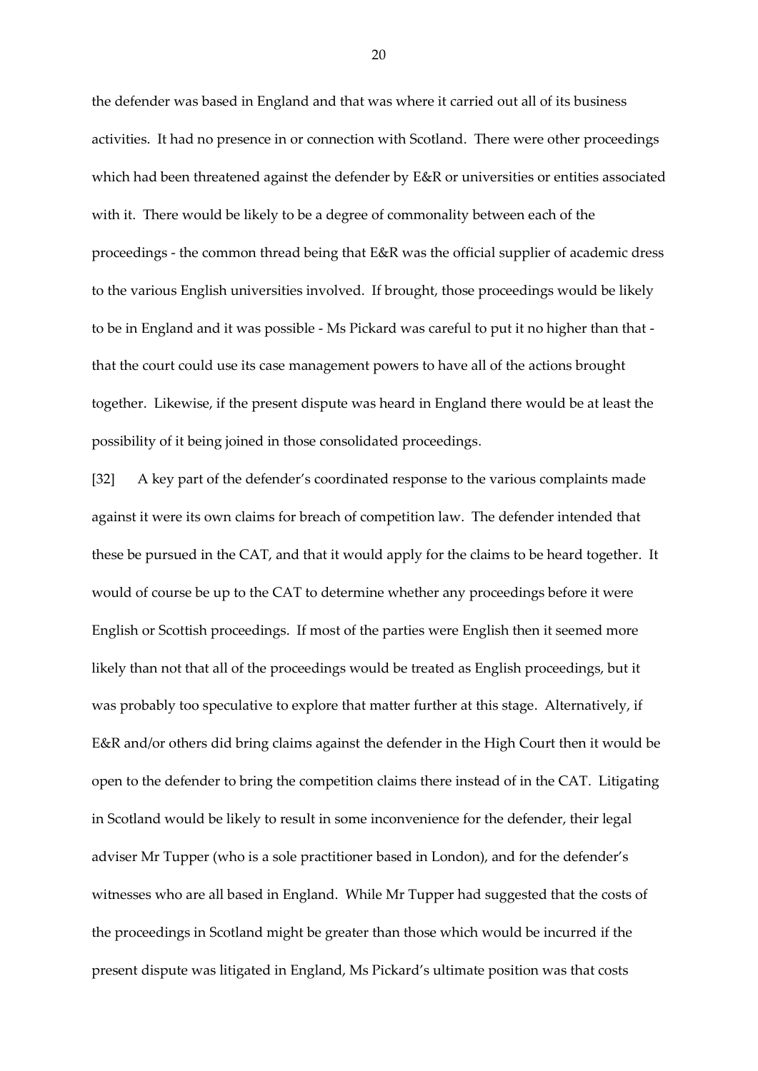the defender was based in England and that was where it carried out all of its business activities. It had no presence in or connection with Scotland. There were other proceedings which had been threatened against the defender by E&R or universities or entities associated with it. There would be likely to be a degree of commonality between each of the proceedings - the common thread being that E&R was the official supplier of academic dress to the various English universities involved. If brought, those proceedings would be likely to be in England and it was possible - Ms Pickard was careful to put it no higher than that - that the court could use its case management powers to have all of the actions brought together. Likewise, if the present dispute was heard in England there would be at least the possibility of it being joined in those consolidated proceedings.

[32] A key part of the defender's coordinated response to the various complaints made against it were its own claims for breach of competition law. The defender intended that these be pursued in the CAT, and that it would apply for the claims to be heard together. It would of course be up to the CAT to determine whether any proceedings before it were English or Scottish proceedings. If most of the parties were English then it seemed more likely than not that all of the proceedings would be treated as English proceedings, but it was probably too speculative to explore that matter further at this stage. Alternatively, if E&R and/or others did bring claims against the defender in the High Court then it would be open to the defender to bring the competition claims there instead of in the CAT. Litigating in Scotland would be likely to result in some inconvenience for the defender, their legal adviser Mr Tupper (who is a sole practitioner based in London), and for the defender's witnesses who are all based in England. While Mr Tupper had suggested that the costs of the proceedings in Scotland might be greater than those which would be incurred if the present dispute was litigated in England, Ms Pickard's ultimate position was that costs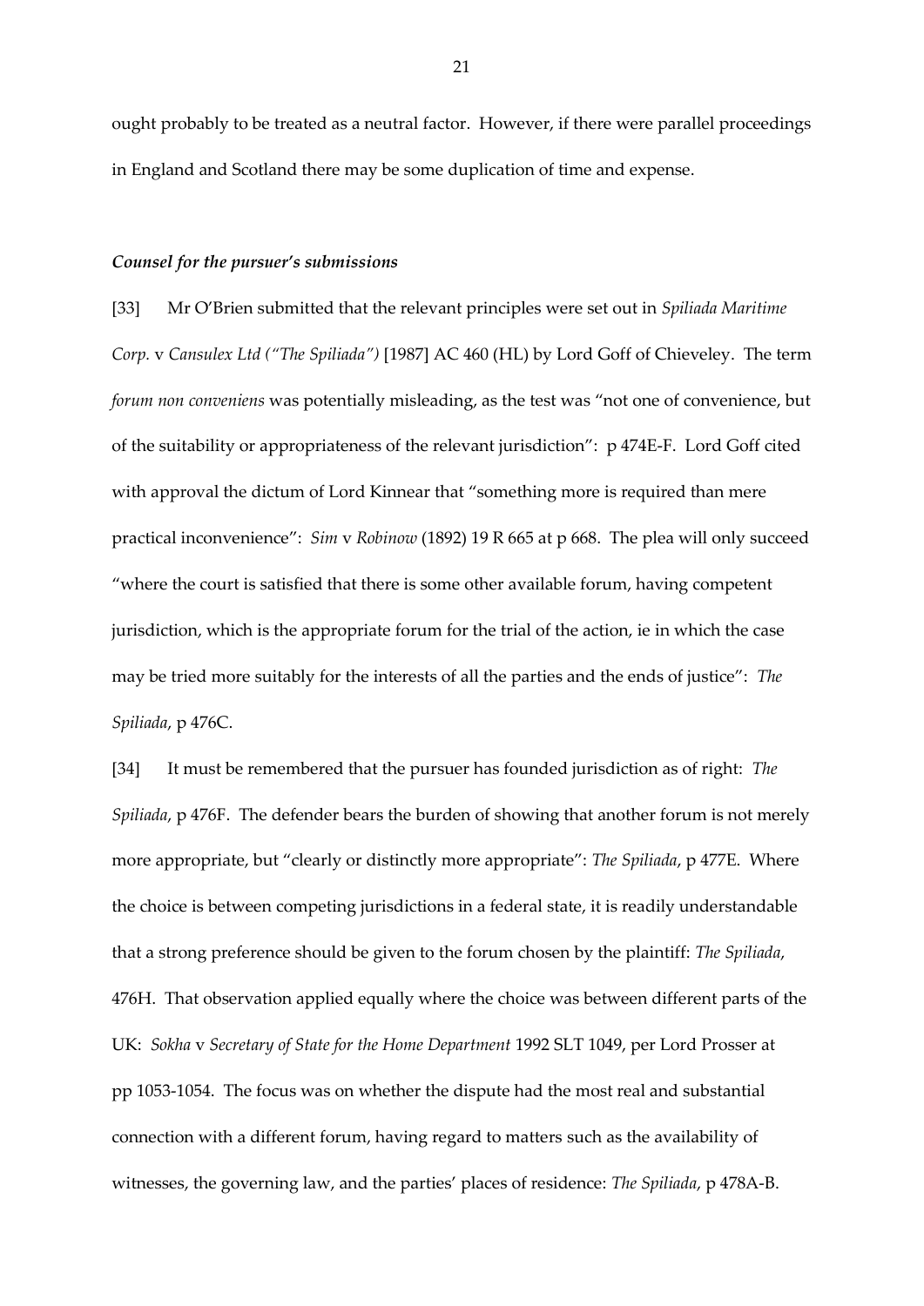ought probably to be treated as a neutral factor. However, if there were parallel proceedings in England and Scotland there may be some duplication of time and expense.

***Counsel for the pursuer's submissions***

[33] Mr O'Brien submitted that the relevant principles were set out in *Spiliada Maritime Corp.* v *Cansulex Ltd ("The Spiliada")* [1987] AC 460 (HL) by Lord Goff of Chieveley. The term *forum non conveniens* was potentially misleading, as the test was "not one of convenience, but of the suitability or appropriateness of the relevant jurisdiction": p 474E-F. Lord Goff cited with approval the dictum of Lord Kinnear that "something more is required than mere practical inconvenience": *Sim* v *Robinow* (1892) 19 R 665 at p 668. The plea will only succeed "where the court is satisfied that there is some other available forum, having competent jurisdiction, which is the appropriate forum for the trial of the action, ie in which the case may be tried more suitably for the interests of all the parties and the ends of justice": *The Spiliada*, p 476C.

[34] It must be remembered that the pursuer has founded jurisdiction as of right: *The Spiliada*, p 476F. The defender bears the burden of showing that another forum is not merely more appropriate, but "clearly or distinctly more appropriate": *The Spiliada*, p 477E. Where the choice is between competing jurisdictions in a federal state, it is readily understandable that a strong preference should be given to the forum chosen by the plaintiff: *The Spiliada*, 476H. That observation applied equally where the choice was between different parts of the UK: *Sokha* v *Secretary of State for the Home Department* 1992 SLT 1049, per Lord Prosser at pp 1053-1054. The focus was on whether the dispute had the most real and substantial connection with a different forum, having regard to matters such as the availability of witnesses, the governing law, and the parties' places of residence: *The Spiliada*, p 478A-B.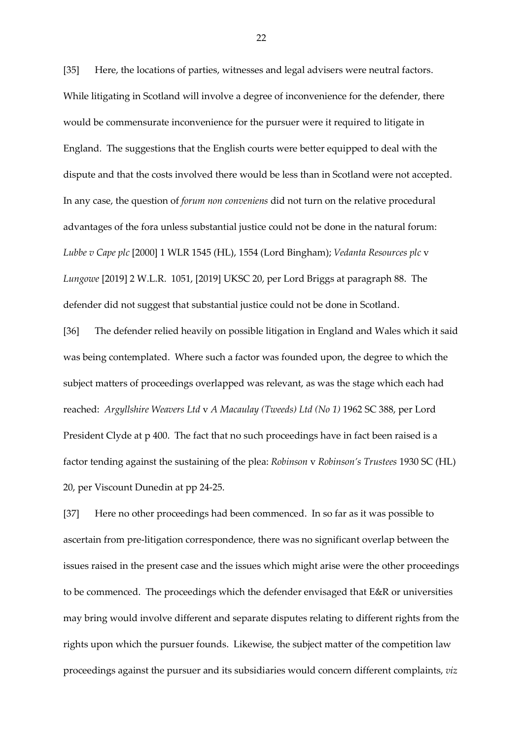[35] Here, the locations of parties, witnesses and legal advisers were neutral factors. While litigating in Scotland will involve a degree of inconvenience for the defender, there would be commensurate inconvenience for the pursuer were it required to litigate in England. The suggestions that the English courts were better equipped to deal with the dispute and that the costs involved there would be less than in Scotland were not accepted. In any case, the question of *forum non conveniens* did not turn on the relative procedural advantages of the fora unless substantial justice could not be done in the natural forum: *Lubbe v Cape plc* [2000] 1 WLR 1545 (HL), 1554 (Lord Bingham); *Vedanta Resources plc* v *Lungowe* [2019] 2 W.L.R. 1051, [2019] UKSC 20, per Lord Briggs at paragraph 88. The defender did not suggest that substantial justice could not be done in Scotland.

[36] The defender relied heavily on possible litigation in England and Wales which it said was being contemplated. Where such a factor was founded upon, the degree to which the subject matters of proceedings overlapped was relevant, as was the stage which each had reached: *Argyllshire Weavers Ltd* v *A Macaulay (Tweeds) Ltd (No 1)* 1962 SC 388, per Lord President Clyde at p 400. The fact that no such proceedings have in fact been raised is a factor tending against the sustaining of the plea: *Robinson* v *Robinson's Trustees* 1930 SC (HL) 20, per Viscount Dunedin at pp 24-25.

[37] Here no other proceedings had been commenced. In so far as it was possible to ascertain from pre-litigation correspondence, there was no significant overlap between the issues raised in the present case and the issues which might arise were the other proceedings to be commenced. The proceedings which the defender envisaged that E&R or universities may bring would involve different and separate disputes relating to different rights from the rights upon which the pursuer founds. Likewise, the subject matter of the competition law proceedings against the pursuer and its subsidiaries would concern different complaints, *viz*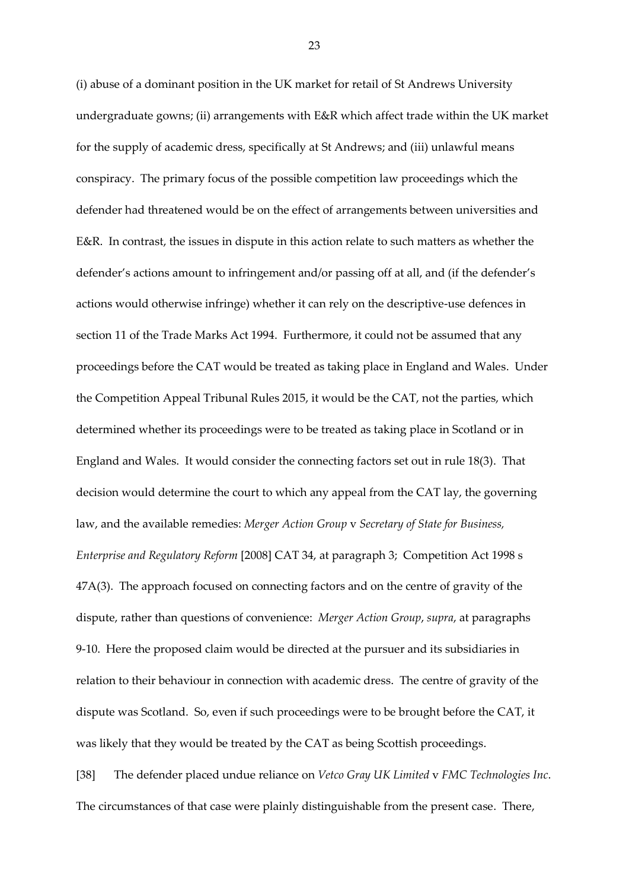(i) abuse of a dominant position in the UK market for retail of St Andrews University undergraduate gowns; (ii) arrangements with E&R which affect trade within the UK market for the supply of academic dress, specifically at St Andrews; and (iii) unlawful means conspiracy. The primary focus of the possible competition law proceedings which the defender had threatened would be on the effect of arrangements between universities and E&R. In contrast, the issues in dispute in this action relate to such matters as whether the defender's actions amount to infringement and/or passing off at all, and (if the defender's actions would otherwise infringe) whether it can rely on the descriptive-use defences in section 11 of the Trade Marks Act 1994. Furthermore, it could not be assumed that any proceedings before the CAT would be treated as taking place in England and Wales. Under the Competition Appeal Tribunal Rules 2015, it would be the CAT, not the parties, which determined whether its proceedings were to be treated as taking place in Scotland or in England and Wales. It would consider the connecting factors set out in rule 18(3). That decision would determine the court to which any appeal from the CAT lay, the governing law, and the available remedies: *Merger Action Group* v *Secretary of State for Business, Enterprise and Regulatory Reform* [2008] CAT 34, at paragraph 3; Competition Act 1998 s 47A(3). The approach focused on connecting factors and on the centre of gravity of the dispute, rather than questions of convenience: *Merger Action Group*, *supra*, at paragraphs 9-10. Here the proposed claim would be directed at the pursuer and its subsidiaries in relation to their behaviour in connection with academic dress. The centre of gravity of the dispute was Scotland. So, even if such proceedings were to be brought before the CAT, it was likely that they would be treated by the CAT as being Scottish proceedings.

[38] The defender placed undue reliance on *Vetco Gray UK Limited* v *FMC Technologies Inc*. The circumstances of that case were plainly distinguishable from the present case. There,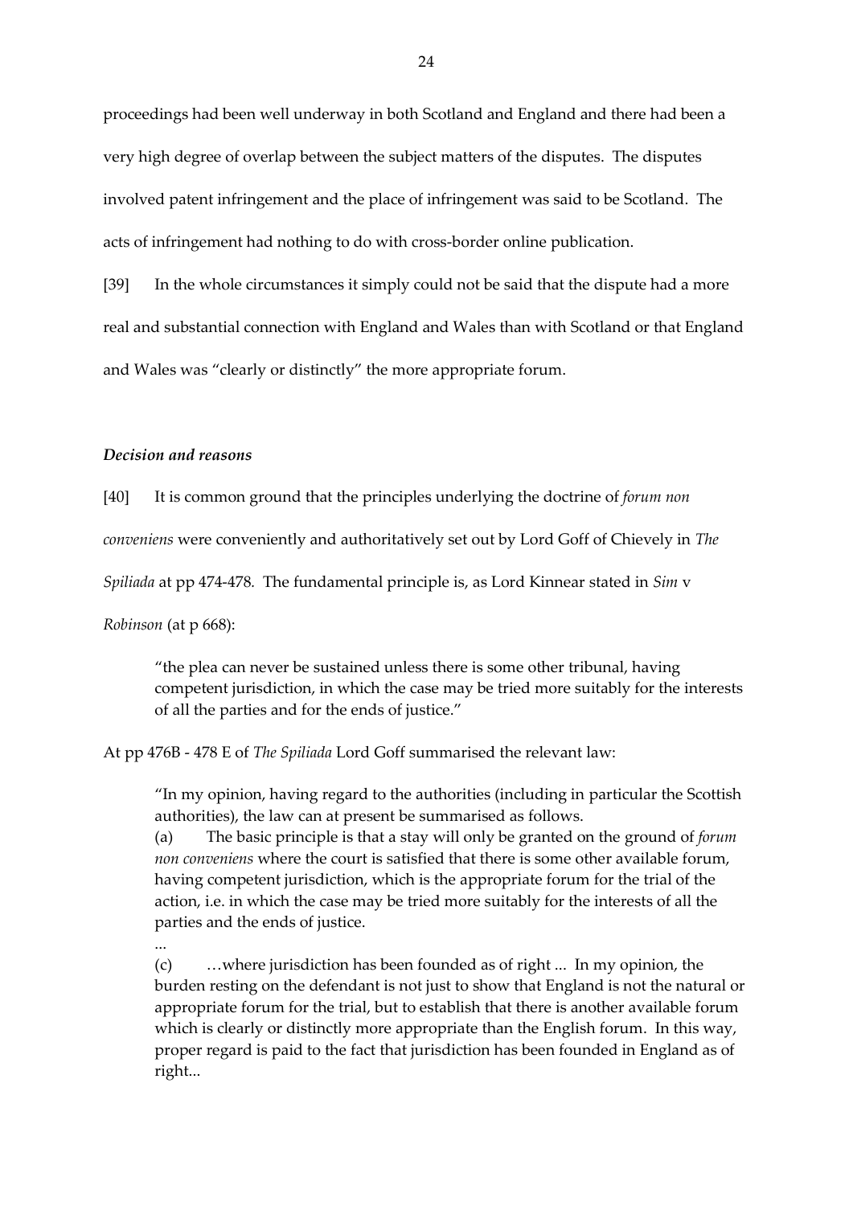proceedings had been well underway in both Scotland and England and there had been a very high degree of overlap between the subject matters of the disputes. The disputes involved patent infringement and the place of infringement was said to be Scotland. The acts of infringement had nothing to do with cross-border online publication.

[39] In the whole circumstances it simply could not be said that the dispute had a more real and substantial connection with England and Wales than with Scotland or that England and Wales was "clearly or distinctly" the more appropriate forum.

### *Decision and reasons*

[40] It is common ground that the principles underlying the doctrine of *forum non conveniens* were conveniently and authoritatively set out by Lord Goff of Chievely in *The Spiliada* at pp 474-478. The fundamental principle is, as Lord Kinnear stated in *Sim* v *Robinson* (at p 668):

> "the plea can never be sustained unless there is some other tribunal, having competent jurisdiction, in which the case may be tried more suitably for the interests of all the parties and for the ends of justice."

At pp 476B - 478 E of *The Spiliada* Lord Goff summarised the relevant law:

> "In my opinion, having regard to the authorities (including in particular the Scottish authorities), the law can at present be summarised as follows.
>
> (a) The basic principle is that a stay will only be granted on the ground of *forum non conveniens* where the court is satisfied that there is some other available forum, having competent jurisdiction, which is the appropriate forum for the trial of the action, i.e. in which the case may be tried more suitably for the interests of all the parties and the ends of justice.
>
> ...
>
> (c) …where jurisdiction has been founded as of right ... In my opinion, the burden resting on the defendant is not just to show that England is not the natural or appropriate forum for the trial, but to establish that there is another available forum which is clearly or distinctly more appropriate than the English forum. In this way, proper regard is paid to the fact that jurisdiction has been founded in England as of right...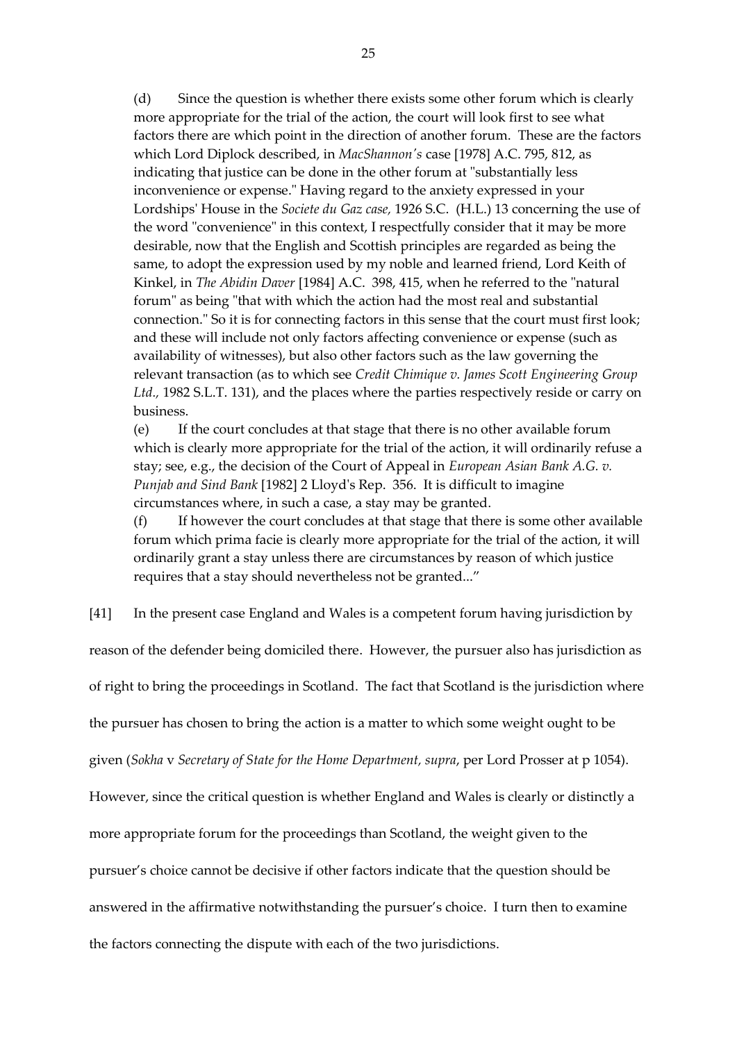(d) Since the question is whether there exists some other forum which is clearly more appropriate for the trial of the action, the court will look first to see what factors there are which point in the direction of another forum. These are the factors which Lord Diplock described, in *MacShannon's* case [1978] A.C. 795, 812, as indicating that justice can be done in the other forum at "substantially less inconvenience or expense." Having regard to the anxiety expressed in your Lordships' House in the *Societe du Gaz case,* 1926 S.C. (H.L.) 13 concerning the use of the word "convenience" in this context, I respectfully consider that it may be more desirable, now that the English and Scottish principles are regarded as being the same, to adopt the expression used by my noble and learned friend, Lord Keith of Kinkel, in *The Abidin Daver* [1984] A.C. 398, 415, when he referred to the "natural forum" as being "that with which the action had the most real and substantial connection." So it is for connecting factors in this sense that the court must first look; and these will include not only factors affecting convenience or expense (such as availability of witnesses), but also other factors such as the law governing the relevant transaction (as to which see *Credit Chimique v. James Scott Engineering Group Ltd.,* 1982 S.L.T. 131), and the places where the parties respectively reside or carry on business.

(e) If the court concludes at that stage that there is no other available forum which is clearly more appropriate for the trial of the action, it will ordinarily refuse a stay; see, e.g., the decision of the Court of Appeal in *European Asian Bank A.G. v. Punjab and Sind Bank* [1982] 2 Lloyd's Rep. 356. It is difficult to imagine circumstances where, in such a case, a stay may be granted.

(f) If however the court concludes at that stage that there is some other available forum which prima facie is clearly more appropriate for the trial of the action, it will ordinarily grant a stay unless there are circumstances by reason of which justice requires that a stay should nevertheless not be granted..."

[41] In the present case England and Wales is a competent forum having jurisdiction by reason of the defender being domiciled there. However, the pursuer also has jurisdiction as of right to bring the proceedings in Scotland. The fact that Scotland is the jurisdiction where the pursuer has chosen to bring the action is a matter to which some weight ought to be given (*Sokha* v *Secretary of State for the Home Department, supra*, per Lord Prosser at p 1054). However, since the critical question is whether England and Wales is clearly or distinctly a more appropriate forum for the proceedings than Scotland, the weight given to the pursuer's choice cannot be decisive if other factors indicate that the question should be answered in the affirmative notwithstanding the pursuer's choice. I turn then to examine the factors connecting the dispute with each of the two jurisdictions.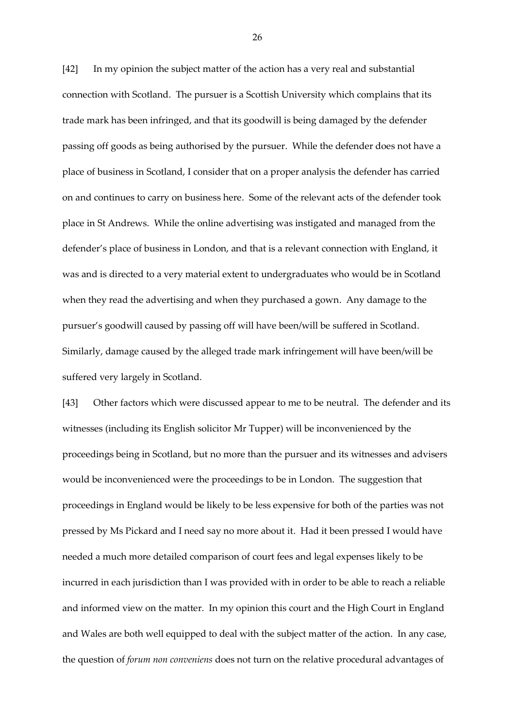[42] In my opinion the subject matter of the action has a very real and substantial connection with Scotland. The pursuer is a Scottish University which complains that its trade mark has been infringed, and that its goodwill is being damaged by the defender passing off goods as being authorised by the pursuer. While the defender does not have a place of business in Scotland, I consider that on a proper analysis the defender has carried on and continues to carry on business here. Some of the relevant acts of the defender took place in St Andrews. While the online advertising was instigated and managed from the defender's place of business in London, and that is a relevant connection with England, it was and is directed to a very material extent to undergraduates who would be in Scotland when they read the advertising and when they purchased a gown. Any damage to the pursuer's goodwill caused by passing off will have been/will be suffered in Scotland. Similarly, damage caused by the alleged trade mark infringement will have been/will be suffered very largely in Scotland.

[43] Other factors which were discussed appear to me to be neutral. The defender and its witnesses (including its English solicitor Mr Tupper) will be inconvenienced by the proceedings being in Scotland, but no more than the pursuer and its witnesses and advisers would be inconvenienced were the proceedings to be in London. The suggestion that proceedings in England would be likely to be less expensive for both of the parties was not pressed by Ms Pickard and I need say no more about it. Had it been pressed I would have needed a much more detailed comparison of court fees and legal expenses likely to be incurred in each jurisdiction than I was provided with in order to be able to reach a reliable and informed view on the matter. In my opinion this court and the High Court in England and Wales are both well equipped to deal with the subject matter of the action. In any case, the question of *forum non conveniens* does not turn on the relative procedural advantages of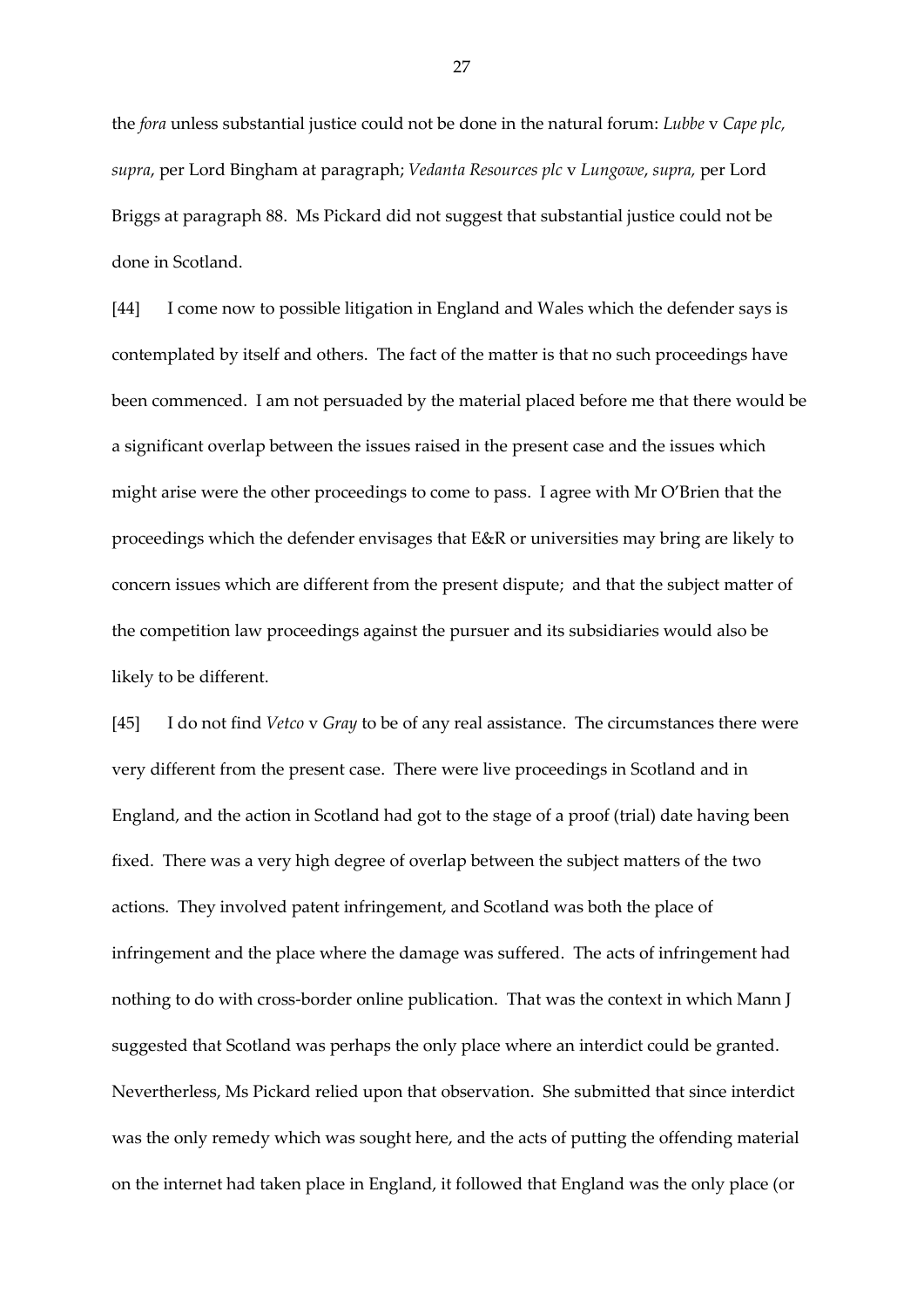the *fora* unless substantial justice could not be done in the natural forum: *Lubbe* v *Cape plc, supra*, per Lord Bingham at paragraph; *Vedanta Resources plc* v *Lungowe*, *supra,* per Lord Briggs at paragraph 88. Ms Pickard did not suggest that substantial justice could not be done in Scotland.

[44] I come now to possible litigation in England and Wales which the defender says is contemplated by itself and others. The fact of the matter is that no such proceedings have been commenced. I am not persuaded by the material placed before me that there would be a significant overlap between the issues raised in the present case and the issues which might arise were the other proceedings to come to pass. I agree with Mr O'Brien that the proceedings which the defender envisages that E&R or universities may bring are likely to concern issues which are different from the present dispute; and that the subject matter of the competition law proceedings against the pursuer and its subsidiaries would also be likely to be different.

[45] I do not find *Vetco* v *Gray* to be of any real assistance. The circumstances there were very different from the present case. There were live proceedings in Scotland and in England, and the action in Scotland had got to the stage of a proof (trial) date having been fixed. There was a very high degree of overlap between the subject matters of the two actions. They involved patent infringement, and Scotland was both the place of infringement and the place where the damage was suffered. The acts of infringement had nothing to do with cross-border online publication. That was the context in which Mann J suggested that Scotland was perhaps the only place where an interdict could be granted. Nevertheless, Ms Pickard relied upon that observation. She submitted that since interdict was the only remedy which was sought here, and the acts of putting the offending material on the internet had taken place in England, it followed that England was the only place (or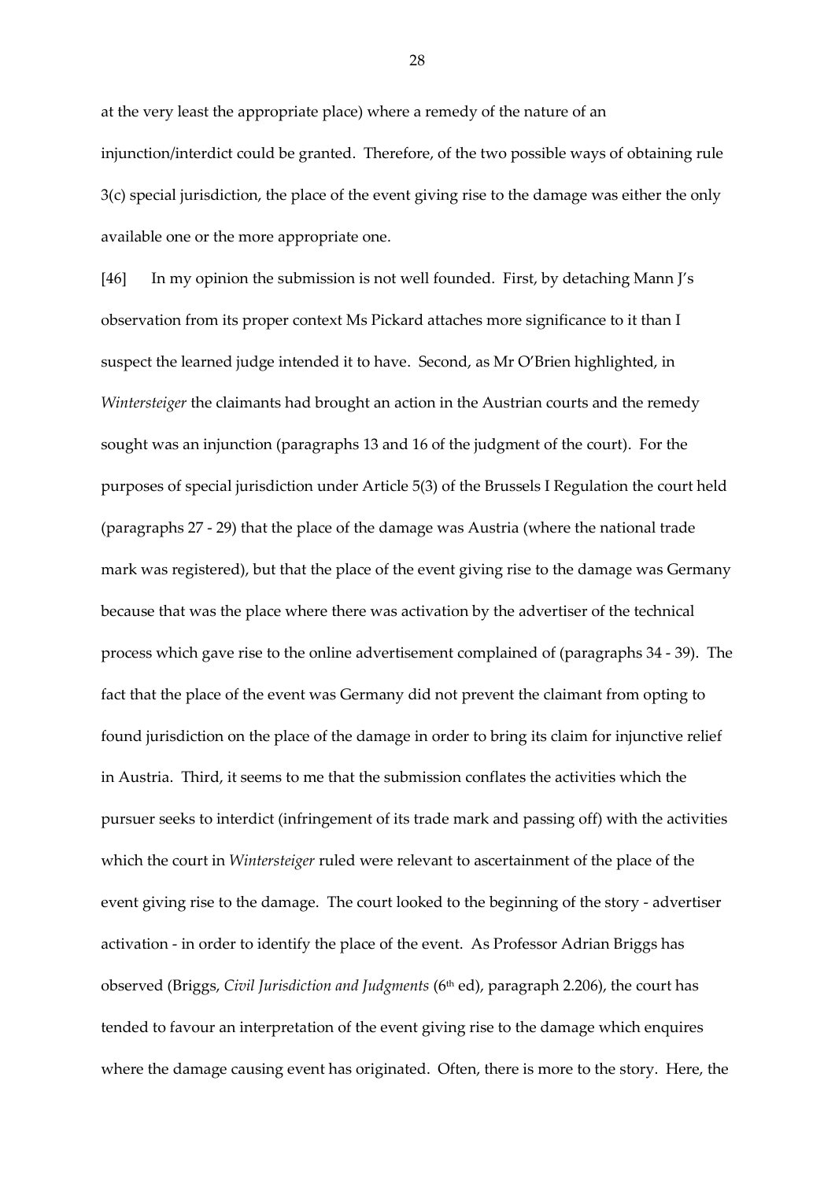at the very least the appropriate place) where a remedy of the nature of an injunction/interdict could be granted. Therefore, of the two possible ways of obtaining rule 3(c) special jurisdiction, the place of the event giving rise to the damage was either the only available one or the more appropriate one.

[46] In my opinion the submission is not well founded. First, by detaching Mann J's observation from its proper context Ms Pickard attaches more significance to it than I suspect the learned judge intended it to have. Second, as Mr O'Brien highlighted, in *Wintersteiger* the claimants had brought an action in the Austrian courts and the remedy sought was an injunction (paragraphs 13 and 16 of the judgment of the court). For the purposes of special jurisdiction under Article 5(3) of the Brussels I Regulation the court held (paragraphs 27 - 29) that the place of the damage was Austria (where the national trade mark was registered), but that the place of the event giving rise to the damage was Germany because that was the place where there was activation by the advertiser of the technical process which gave rise to the online advertisement complained of (paragraphs 34 - 39). The fact that the place of the event was Germany did not prevent the claimant from opting to found jurisdiction on the place of the damage in order to bring its claim for injunctive relief in Austria. Third, it seems to me that the submission conflates the activities which the pursuer seeks to interdict (infringement of its trade mark and passing off) with the activities which the court in *Wintersteiger* ruled were relevant to ascertainment of the place of the event giving rise to the damage. The court looked to the beginning of the story - advertiser activation - in order to identify the place of the event. As Professor Adrian Briggs has observed (Briggs, *Civil Jurisdiction and Judgments* (6th ed), paragraph 2.206), the court has tended to favour an interpretation of the event giving rise to the damage which enquires where the damage causing event has originated. Often, there is more to the story. Here, the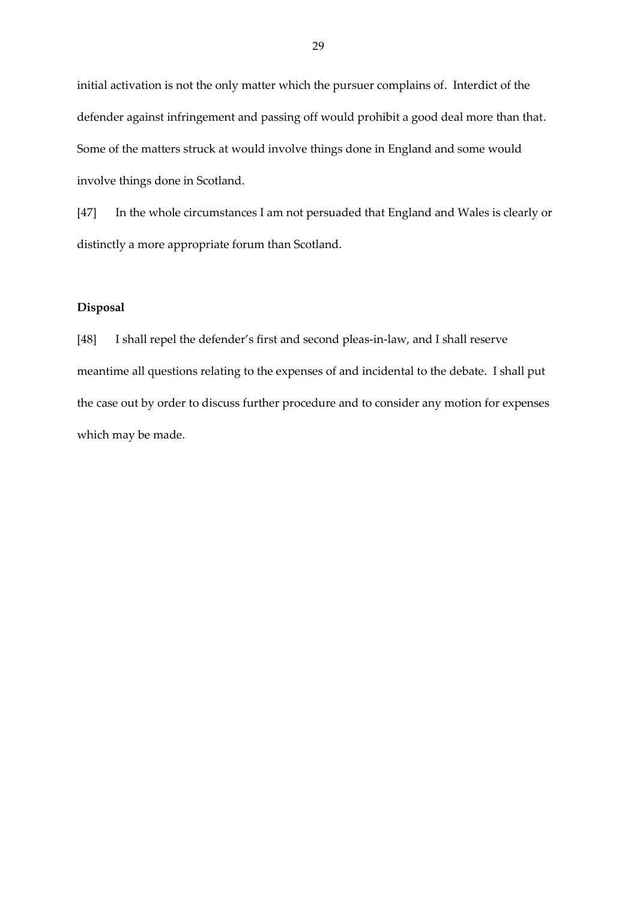initial activation is not the only matter which the pursuer complains of. Interdict of the defender against infringement and passing off would prohibit a good deal more than that. Some of the matters struck at would involve things done in England and some would involve things done in Scotland.

[47] In the whole circumstances I am not persuaded that England and Wales is clearly or distinctly a more appropriate forum than Scotland.

**Disposal**

[48] I shall repel the defender's first and second pleas-in-law, and I shall reserve meantime all questions relating to the expenses of and incidental to the debate. I shall put the case out by order to discuss further procedure and to consider any motion for expenses which may be made.